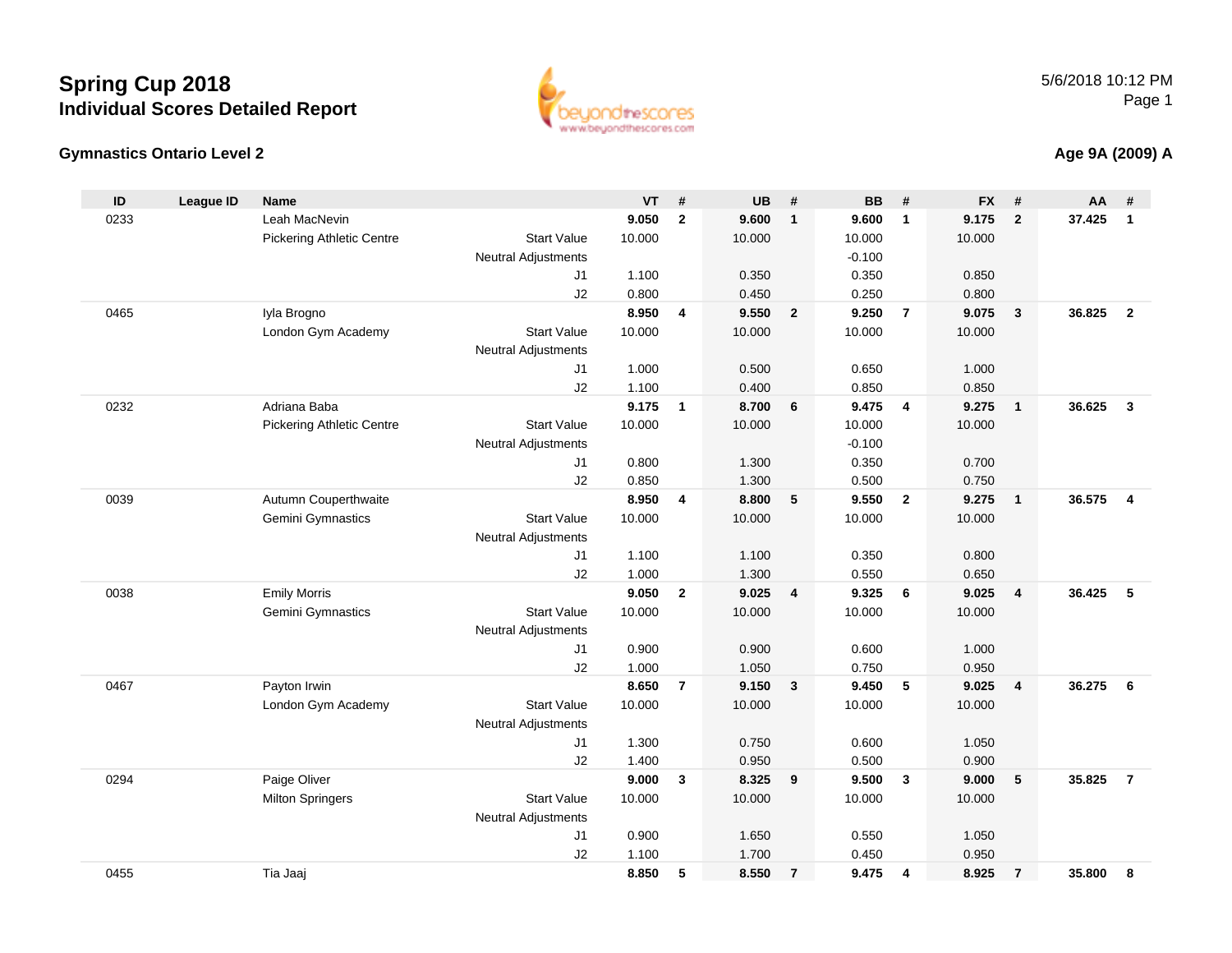# Spring Cup 2018
## Individual Scores Detailed Report

5/6/2018 10:12 PM

### Gymnastics Ontario Level 2

### Age 9A (2009) A

| ID | League ID | Name | | VT | # | UB | # | BB | # | FX | # | AA | # |
|---|---|---|---|---|---|---|---|---|---|---|---|---|---|
| 0233 | | Leah MacNevin | | **9.050** | **2** | **9.600** | **1** | **9.600** | **1** | **9.175** | **2** | **37.425** | **1** |
| | | Pickering Athletic Centre | Start Value | 10.000 | | 10.000 | | 10.000 | | 10.000 | | | |
| | | | Neutral Adjustments | | | | | -0.100 | | | | | |
| | | | J1 | 1.100 | | 0.350 | | 0.350 | | 0.850 | | | |
| | | | J2 | 0.800 | | 0.450 | | 0.250 | | 0.800 | | | |
| 0465 | | Iyla Brogno | | **8.950** | **4** | **9.550** | **2** | **9.250** | **7** | **9.075** | **3** | **36.825** | **2** |
| | | London Gym Academy | Start Value | 10.000 | | 10.000 | | 10.000 | | 10.000 | | | |
| | | | Neutral Adjustments | | | | | | | | | | |
| | | | J1 | 1.000 | | 0.500 | | 0.650 | | 1.000 | | | |
| | | | J2 | 1.100 | | 0.400 | | 0.850 | | 0.850 | | | |
| 0232 | | Adriana Baba | | **9.175** | **1** | **8.700** | **6** | **9.475** | **4** | **9.275** | **1** | **36.625** | **3** |
| | | Pickering Athletic Centre | Start Value | 10.000 | | 10.000 | | 10.000 | | 10.000 | | | |
| | | | Neutral Adjustments | | | | | -0.100 | | | | | |
| | | | J1 | 0.800 | | 1.300 | | 0.350 | | 0.700 | | | |
| | | | J2 | 0.850 | | 1.300 | | 0.500 | | 0.750 | | | |
| 0039 | | Autumn Couperthwaite | | **8.950** | **4** | **8.800** | **5** | **9.550** | **2** | **9.275** | **1** | **36.575** | **4** |
| | | Gemini Gymnastics | Start Value | 10.000 | | 10.000 | | 10.000 | | 10.000 | | | |
| | | | Neutral Adjustments | | | | | | | | | | |
| | | | J1 | 1.100 | | 1.100 | | 0.350 | | 0.800 | | | |
| | | | J2 | 1.000 | | 1.300 | | 0.550 | | 0.650 | | | |
| 0038 | | Emily Morris | | **9.050** | **2** | **9.025** | **4** | **9.325** | **6** | **9.025** | **4** | **36.425** | **5** |
| | | Gemini Gymnastics | Start Value | 10.000 | | 10.000 | | 10.000 | | 10.000 | | | |
| | | | Neutral Adjustments | | | | | | | | | | |
| | | | J1 | 0.900 | | 0.900 | | 0.600 | | 1.000 | | | |
| | | | J2 | 1.000 | | 1.050 | | 0.750 | | 0.950 | | | |
| 0467 | | Payton Irwin | | **8.650** | **7** | **9.150** | **3** | **9.450** | **5** | **9.025** | **4** | **36.275** | **6** |
| | | London Gym Academy | Start Value | 10.000 | | 10.000 | | 10.000 | | 10.000 | | | |
| | | | Neutral Adjustments | | | | | | | | | | |
| | | | J1 | 1.300 | | 0.750 | | 0.600 | | 1.050 | | | |
| | | | J2 | 1.400 | | 0.950 | | 0.500 | | 0.900 | | | |
| 0294 | | Paige Oliver | | **9.000** | **3** | **8.325** | **9** | **9.500** | **3** | **9.000** | **5** | **35.825** | **7** |
| | | Milton Springers | Start Value | 10.000 | | 10.000 | | 10.000 | | 10.000 | | | |
| | | | Neutral Adjustments | | | | | | | | | | |
| | | | J1 | 0.900 | | 1.650 | | 0.550 | | 1.050 | | | |
| | | | J2 | 1.100 | | 1.700 | | 0.450 | | 0.950 | | | |
| 0455 | | Tia Jaaj | | **8.850** | **5** | **8.550** | **7** | **9.475** | **4** | **8.925** | **7** | **35.800** | **8** |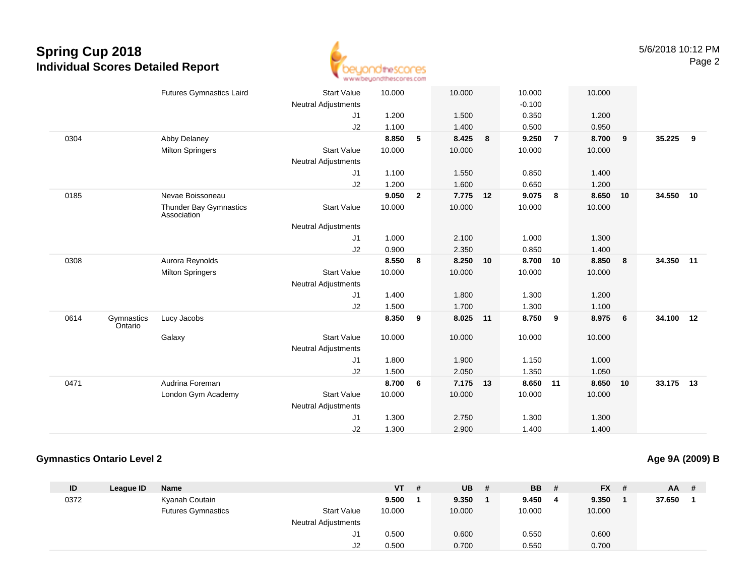# Spring Cup 2018
## Individual Scores Detailed Report

5/6/2018 10:12 PM

| ID | League ID | Name | | VT | # | UB | # | BB | # | FX | # | AA | # |
|---|---|---|---|---|---|---|---|---|---|---|---|---|---|
| | | Futures Gymnastics Laird | Start Value | 10.000 | | 10.000 | | 10.000 | | 10.000 | | | |
| | | | Neutral Adjustments | | | | | -0.100 | | | | | |
| | | | J1 | 1.200 | | 1.500 | | 0.350 | | 1.200 | | | |
| | | | J2 | 1.100 | | 1.400 | | 0.500 | | 0.950 | | | |
| 0304 | | Abby Delaney | | **8.850** | **5** | **8.425** | **8** | **9.250** | **7** | **8.700** | **9** | **35.225** | **9** |
| | | Milton Springers | Start Value | 10.000 | | 10.000 | | 10.000 | | 10.000 | | | |
| | | | Neutral Adjustments | | | | | | | | | | |
| | | | J1 | 1.100 | | 1.550 | | 0.850 | | 1.400 | | | |
| | | | J2 | 1.200 | | 1.600 | | 0.650 | | 1.200 | | | |
| 0185 | | Nevae Boissoneau | | **9.050** | **2** | **7.775** | **12** | **9.075** | **8** | **8.650** | **10** | **34.550** | **10** |
| | | Thunder Bay Gymnastics Association | Start Value | 10.000 | | 10.000 | | 10.000 | | 10.000 | | | |
| | | | Neutral Adjustments | | | | | | | | | | |
| | | | J1 | 1.000 | | 2.100 | | 1.000 | | 1.300 | | | |
| | | | J2 | 0.900 | | 2.350 | | 0.850 | | 1.400 | | | |
| 0308 | | Aurora Reynolds | | **8.550** | **8** | **8.250** | **10** | **8.700** | **10** | **8.850** | **8** | **34.350** | **11** |
| | | Milton Springers | Start Value | 10.000 | | 10.000 | | 10.000 | | 10.000 | | | |
| | | | Neutral Adjustments | | | | | | | | | | |
| | | | J1 | 1.400 | | 1.800 | | 1.300 | | 1.200 | | | |
| | | | J2 | 1.500 | | 1.700 | | 1.300 | | 1.100 | | | |
| 0614 | Gymnastics Ontario | Lucy Jacobs | | **8.350** | **9** | **8.025** | **11** | **8.750** | **9** | **8.975** | **6** | **34.100** | **12** |
| | | Galaxy | Start Value | 10.000 | | 10.000 | | 10.000 | | 10.000 | | | |
| | | | Neutral Adjustments | | | | | | | | | | |
| | | | J1 | 1.800 | | 1.900 | | 1.150 | | 1.000 | | | |
| | | | J2 | 1.500 | | 2.050 | | 1.350 | | 1.050 | | | |
| 0471 | | Audrina Foreman | | **8.700** | **6** | **7.175** | **13** | **8.650** | **11** | **8.650** | **10** | **33.175** | **13** |
| | | London Gym Academy | Start Value | 10.000 | | 10.000 | | 10.000 | | 10.000 | | | |
| | | | Neutral Adjustments | | | | | | | | | | |
| | | | J1 | 1.300 | | 2.750 | | 1.300 | | 1.300 | | | |
| | | | J2 | 1.300 | | 2.900 | | 1.400 | | 1.400 | | | |

### Gymnastics Ontario Level 2

**Age 9A (2009) B**

| ID | League ID | Name | | VT | # | UB | # | BB | # | FX | # | AA | # |
|---|---|---|---|---|---|---|---|---|---|---|---|---|---|
| 0372 | | Kyanah Coutain | | **9.500** | **1** | **9.350** | **1** | **9.450** | **4** | **9.350** | **1** | **37.650** | **1** |
| | | Futures Gymnastics | Start Value | 10.000 | | 10.000 | | 10.000 | | 10.000 | | | |
| | | | Neutral Adjustments | | | | | | | | | | |
| | | | J1 | 0.500 | | 0.600 | | 0.550 | | 0.600 | | | |
| | | | J2 | 0.500 | | 0.700 | | 0.550 | | 0.700 | | | |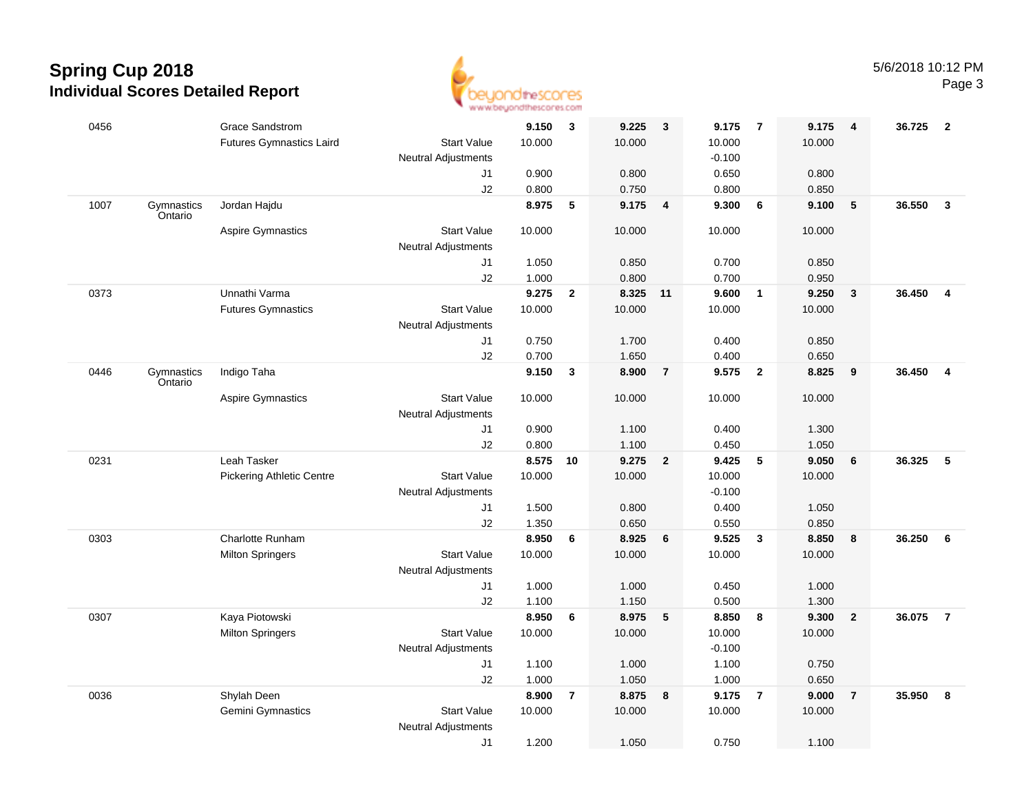# Spring Cup 2018
## Individual Scores Detailed Report

5/6/2018 10:12 PM

| | | | | | | | | | | | | | |
|---|---|---|---|---|---|---|---|---|---|---|---|---|---|
| 0456 | | Grace Sandstrom | | **9.150** | **3** | **9.225** | **3** | **9.175** | **7** | **9.175** | **4** | **36.725** | **2** |
| | | Futures Gymnastics Laird | Start Value | 10.000 | | 10.000 | | 10.000 | | 10.000 | | | |
| | | | Neutral Adjustments | | | | | -0.100 | | | | | |
| | | | J1 | 0.900 | | 0.800 | | 0.650 | | 0.800 | | | |
| | | | J2 | 0.800 | | 0.750 | | 0.800 | | 0.850 | | | |
| 1007 | Gymnastics Ontario | Jordan Hajdu | | **8.975** | **5** | **9.175** | **4** | **9.300** | **6** | **9.100** | **5** | **36.550** | **3** |
| | | Aspire Gymnastics | Start Value | 10.000 | | 10.000 | | 10.000 | | 10.000 | | | |
| | | | Neutral Adjustments | | | | | | | | | | |
| | | | J1 | 1.050 | | 0.850 | | 0.700 | | 0.850 | | | |
| | | | J2 | 1.000 | | 0.800 | | 0.700 | | 0.950 | | | |
| 0373 | | Unnathi Varma | | **9.275** | **2** | **8.325** | **11** | **9.600** | **1** | **9.250** | **3** | **36.450** | **4** |
| | | Futures Gymnastics | Start Value | 10.000 | | 10.000 | | 10.000 | | 10.000 | | | |
| | | | Neutral Adjustments | | | | | | | | | | |
| | | | J1 | 0.750 | | 1.700 | | 0.400 | | 0.850 | | | |
| | | | J2 | 0.700 | | 1.650 | | 0.400 | | 0.650 | | | |
| 0446 | Gymnastics Ontario | Indigo Taha | | **9.150** | **3** | **8.900** | **7** | **9.575** | **2** | **8.825** | **9** | **36.450** | **4** |
| | | Aspire Gymnastics | Start Value | 10.000 | | 10.000 | | 10.000 | | 10.000 | | | |
| | | | Neutral Adjustments | | | | | | | | | | |
| | | | J1 | 0.900 | | 1.100 | | 0.400 | | 1.300 | | | |
| | | | J2 | 0.800 | | 1.100 | | 0.450 | | 1.050 | | | |
| 0231 | | Leah Tasker | | **8.575** | **10** | **9.275** | **2** | **9.425** | **5** | **9.050** | **6** | **36.325** | **5** |
| | | Pickering Athletic Centre | Start Value | 10.000 | | 10.000 | | 10.000 | | 10.000 | | | |
| | | | Neutral Adjustments | | | | | -0.100 | | | | | |
| | | | J1 | 1.500 | | 0.800 | | 0.400 | | 1.050 | | | |
| | | | J2 | 1.350 | | 0.650 | | 0.550 | | 0.850 | | | |
| 0303 | | Charlotte Runham | | **8.950** | **6** | **8.925** | **6** | **9.525** | **3** | **8.850** | **8** | **36.250** | **6** |
| | | Milton Springers | Start Value | 10.000 | | 10.000 | | 10.000 | | 10.000 | | | |
| | | | Neutral Adjustments | | | | | | | | | | |
| | | | J1 | 1.000 | | 1.000 | | 0.450 | | 1.000 | | | |
| | | | J2 | 1.100 | | 1.150 | | 0.500 | | 1.300 | | | |
| 0307 | | Kaya Piotowski | | **8.950** | **6** | **8.975** | **5** | **8.850** | **8** | **9.300** | **2** | **36.075** | **7** |
| | | Milton Springers | Start Value | 10.000 | | 10.000 | | 10.000 | | 10.000 | | | |
| | | | Neutral Adjustments | | | | | -0.100 | | | | | |
| | | | J1 | 1.100 | | 1.000 | | 1.100 | | 0.750 | | | |
| | | | J2 | 1.000 | | 1.050 | | 1.000 | | 0.650 | | | |
| 0036 | | Shylah Deen | | **8.900** | **7** | **8.875** | **8** | **9.175** | **7** | **9.000** | **7** | **35.950** | **8** |
| | | Gemini Gymnastics | Start Value | 10.000 | | 10.000 | | 10.000 | | 10.000 | | | |
| | | | Neutral Adjustments | | | | | | | | | | |
| | | | J1 | 1.200 | | 1.050 | | 0.750 | | 1.100 | | | |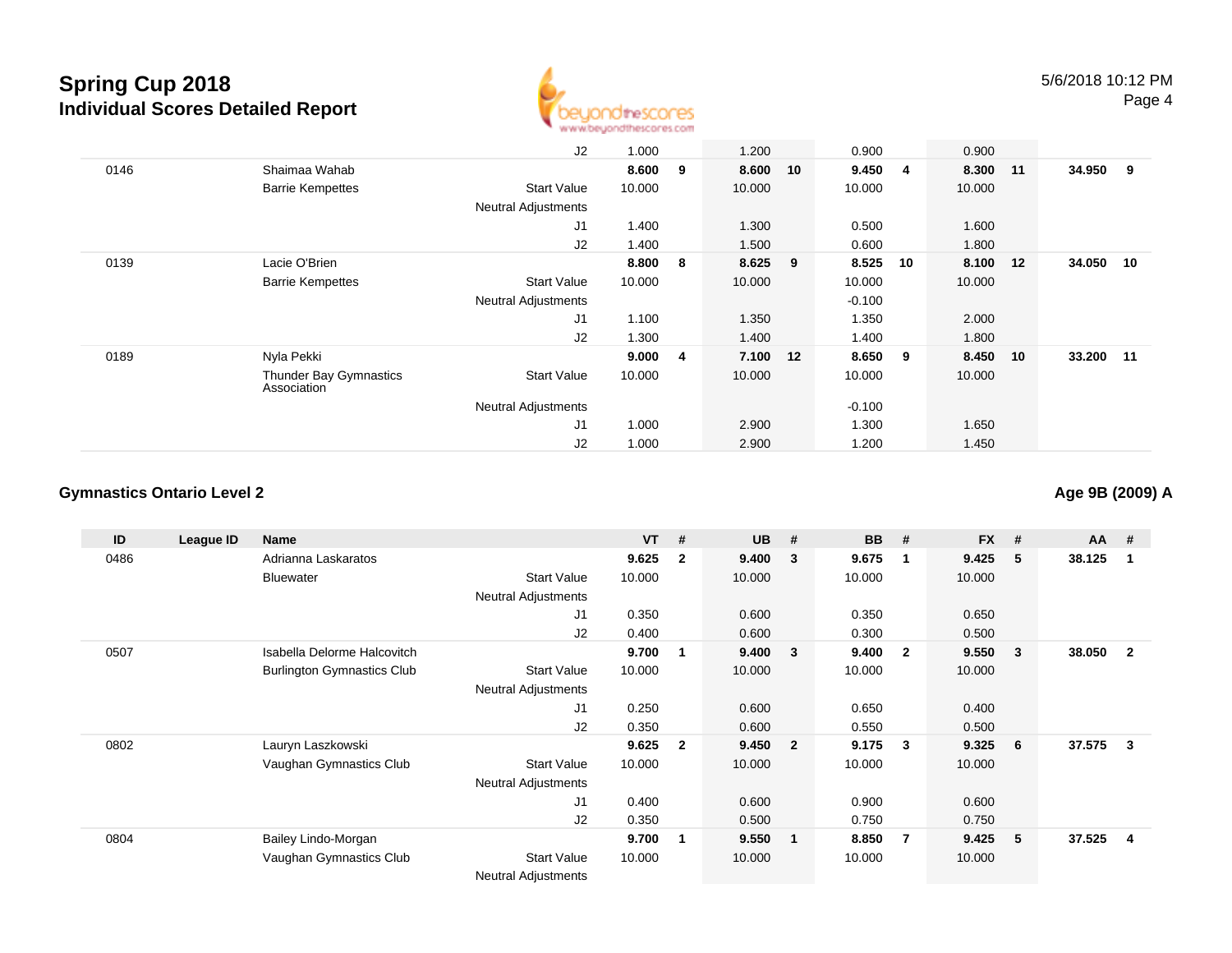| | | | | | | | | | | | | | |
|---|---|---|---|---|---|---|---|---|---|---|---|---|---|
| | | | J2 | 1.000 | | 1.200 | | 0.900 | | 0.900 | | | |
| 0146 | | Shaimaa Wahab | | **8.600** | **9** | **8.600** | **10** | **9.450** | **4** | **8.300** | **11** | **34.950** | **9** |
| | | Barrie Kempettes | Start Value | 10.000 | | 10.000 | | 10.000 | | 10.000 | | | |
| | | | Neutral Adjustments | | | | | | | | | | |
| | | | J1 | 1.400 | | 1.300 | | 0.500 | | 1.600 | | | |
| | | | J2 | 1.400 | | 1.500 | | 0.600 | | 1.800 | | | |
| 0139 | | Lacie O'Brien | | **8.800** | **8** | **8.625** | **9** | **8.525** | **10** | **8.100** | **12** | **34.050** | **10** |
| | | Barrie Kempettes | Start Value | 10.000 | | 10.000 | | 10.000 | | 10.000 | | | |
| | | | Neutral Adjustments | | | | | -0.100 | | | | | |
| | | | J1 | 1.100 | | 1.350 | | 1.350 | | 2.000 | | | |
| | | | J2 | 1.300 | | 1.400 | | 1.400 | | 1.800 | | | |
| 0189 | | Nyla Pekki | | **9.000** | **4** | **7.100** | **12** | **8.650** | **9** | **8.450** | **10** | **33.200** | **11** |
| | | Thunder Bay Gymnastics Association | Start Value | 10.000 | | 10.000 | | 10.000 | | 10.000 | | | |
| | | | Neutral Adjustments | | | | | -0.100 | | | | | |
| | | | J1 | 1.000 | | 2.900 | | 1.300 | | 1.650 | | | |
| | | | J2 | 1.000 | | 2.900 | | 1.200 | | 1.450 | | | |

### Gymnastics Ontario Level 2

**Age 9B (2009) A**

| ID | League ID | Name | | VT | # | UB | # | BB | # | FX | # | AA | # |
|---|---|---|---|---|---|---|---|---|---|---|---|---|---|
| 0486 | | Adrianna Laskaratos | | **9.625** | **2** | **9.400** | **3** | **9.675** | **1** | **9.425** | **5** | **38.125** | **1** |
| | | Bluewater | Start Value | 10.000 | | 10.000 | | 10.000 | | 10.000 | | | |
| | | | Neutral Adjustments | | | | | | | | | | |
| | | | J1 | 0.350 | | 0.600 | | 0.350 | | 0.650 | | | |
| | | | J2 | 0.400 | | 0.600 | | 0.300 | | 0.500 | | | |
| 0507 | | Isabella Delorme Halcovitch | | **9.700** | **1** | **9.400** | **3** | **9.400** | **2** | **9.550** | **3** | **38.050** | **2** |
| | | Burlington Gymnastics Club | Start Value | 10.000 | | 10.000 | | 10.000 | | 10.000 | | | |
| | | | Neutral Adjustments | | | | | | | | | | |
| | | | J1 | 0.250 | | 0.600 | | 0.650 | | 0.400 | | | |
| | | | J2 | 0.350 | | 0.600 | | 0.550 | | 0.500 | | | |
| 0802 | | Lauryn Laszkowski | | **9.625** | **2** | **9.450** | **2** | **9.175** | **3** | **9.325** | **6** | **37.575** | **3** |
| | | Vaughan Gymnastics Club | Start Value | 10.000 | | 10.000 | | 10.000 | | 10.000 | | | |
| | | | Neutral Adjustments | | | | | | | | | | |
| | | | J1 | 0.400 | | 0.600 | | 0.900 | | 0.600 | | | |
| | | | J2 | 0.350 | | 0.500 | | 0.750 | | 0.750 | | | |
| 0804 | | Bailey Lindo-Morgan | | **9.700** | **1** | **9.550** | **1** | **8.850** | **7** | **9.425** | **5** | **37.525** | **4** |
| | | Vaughan Gymnastics Club | Start Value | 10.000 | | 10.000 | | 10.000 | | 10.000 | | | |
| | | | Neutral Adjustments | | | | | | | | | | |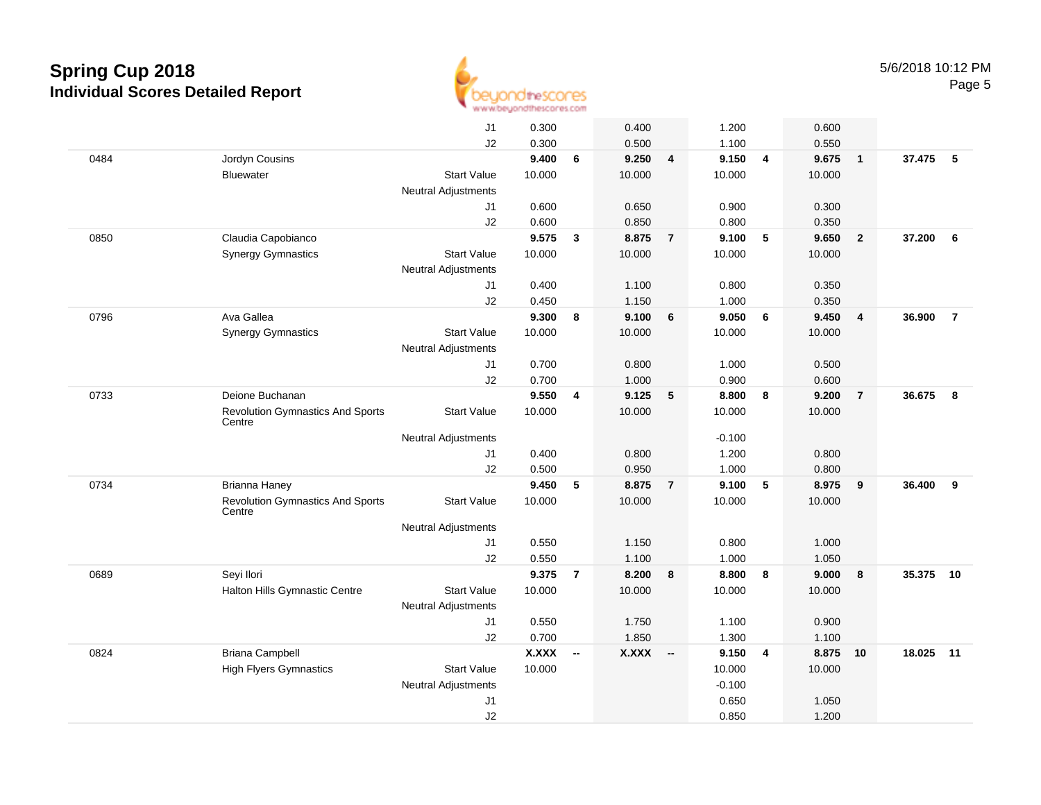# Spring Cup 2018

## Individual Scores Detailed Report

5/6/2018 10:12 PM

| | | | | | | | | | | | | |
|---|---|---|---|---|---|---|---|---|---|---|---|---|
| | | J1 | 0.300 | | 0.400 | | 1.200 | | 0.600 | | | |
| | | J2 | 0.300 | | 0.500 | | 1.100 | | 0.550 | | | |
| 0484 | Jordyn Cousins | | **9.400** | **6** | **9.250** | **4** | **9.150** | **4** | **9.675** | **1** | **37.475** | **5** |
| | Bluewater | Start Value | 10.000 | | 10.000 | | 10.000 | | 10.000 | | | |
| | | Neutral Adjustments | | | | | | | | | | |
| | | J1 | 0.600 | | 0.650 | | 0.900 | | 0.300 | | | |
| | | J2 | 0.600 | | 0.850 | | 0.800 | | 0.350 | | | |
| 0850 | Claudia Capobianco | | **9.575** | **3** | **8.875** | **7** | **9.100** | **5** | **9.650** | **2** | **37.200** | **6** |
| | Synergy Gymnastics | Start Value | 10.000 | | 10.000 | | 10.000 | | 10.000 | | | |
| | | Neutral Adjustments | | | | | | | | | | |
| | | J1 | 0.400 | | 1.100 | | 0.800 | | 0.350 | | | |
| | | J2 | 0.450 | | 1.150 | | 1.000 | | 0.350 | | | |
| 0796 | Ava Gallea | | **9.300** | **8** | **9.100** | **6** | **9.050** | **6** | **9.450** | **4** | **36.900** | **7** |
| | Synergy Gymnastics | Start Value | 10.000 | | 10.000 | | 10.000 | | 10.000 | | | |
| | | Neutral Adjustments | | | | | | | | | | |
| | | J1 | 0.700 | | 0.800 | | 1.000 | | 0.500 | | | |
| | | J2 | 0.700 | | 1.000 | | 0.900 | | 0.600 | | | |
| 0733 | Deione Buchanan | | **9.550** | **4** | **9.125** | **5** | **8.800** | **8** | **9.200** | **7** | **36.675** | **8** |
| | Revolution Gymnastics And Sports Centre | Start Value | 10.000 | | 10.000 | | 10.000 | | 10.000 | | | |
| | | Neutral Adjustments | | | | | -0.100 | | | | | |
| | | J1 | 0.400 | | 0.800 | | 1.200 | | 0.800 | | | |
| | | J2 | 0.500 | | 0.950 | | 1.000 | | 0.800 | | | |
| 0734 | Brianna Haney | | **9.450** | **5** | **8.875** | **7** | **9.100** | **5** | **8.975** | **9** | **36.400** | **9** |
| | Revolution Gymnastics And Sports Centre | Start Value | 10.000 | | 10.000 | | 10.000 | | 10.000 | | | |
| | | Neutral Adjustments | | | | | | | | | | |
| | | J1 | 0.550 | | 1.150 | | 0.800 | | 1.000 | | | |
| | | J2 | 0.550 | | 1.100 | | 1.000 | | 1.050 | | | |
| 0689 | Seyi Ilori | | **9.375** | **7** | **8.200** | **8** | **8.800** | **8** | **9.000** | **8** | **35.375** | **10** |
| | Halton Hills Gymnastic Centre | Start Value | 10.000 | | 10.000 | | 10.000 | | 10.000 | | | |
| | | Neutral Adjustments | | | | | | | | | | |
| | | J1 | 0.550 | | 1.750 | | 1.100 | | 0.900 | | | |
| | | J2 | 0.700 | | 1.850 | | 1.300 | | 1.100 | | | |
| 0824 | Briana Campbell | | **X.XXX** | **--** | **X.XXX** | **--** | **9.150** | **4** | **8.875** | **10** | **18.025** | **11** |
| | High Flyers Gymnastics | Start Value | 10.000 | | | | 10.000 | | 10.000 | | | |
| | | Neutral Adjustments | | | | | -0.100 | | | | | |
| | | J1 | | | | | 0.650 | | 1.050 | | | |
| | | J2 | | | | | 0.850 | | 1.200 | | | |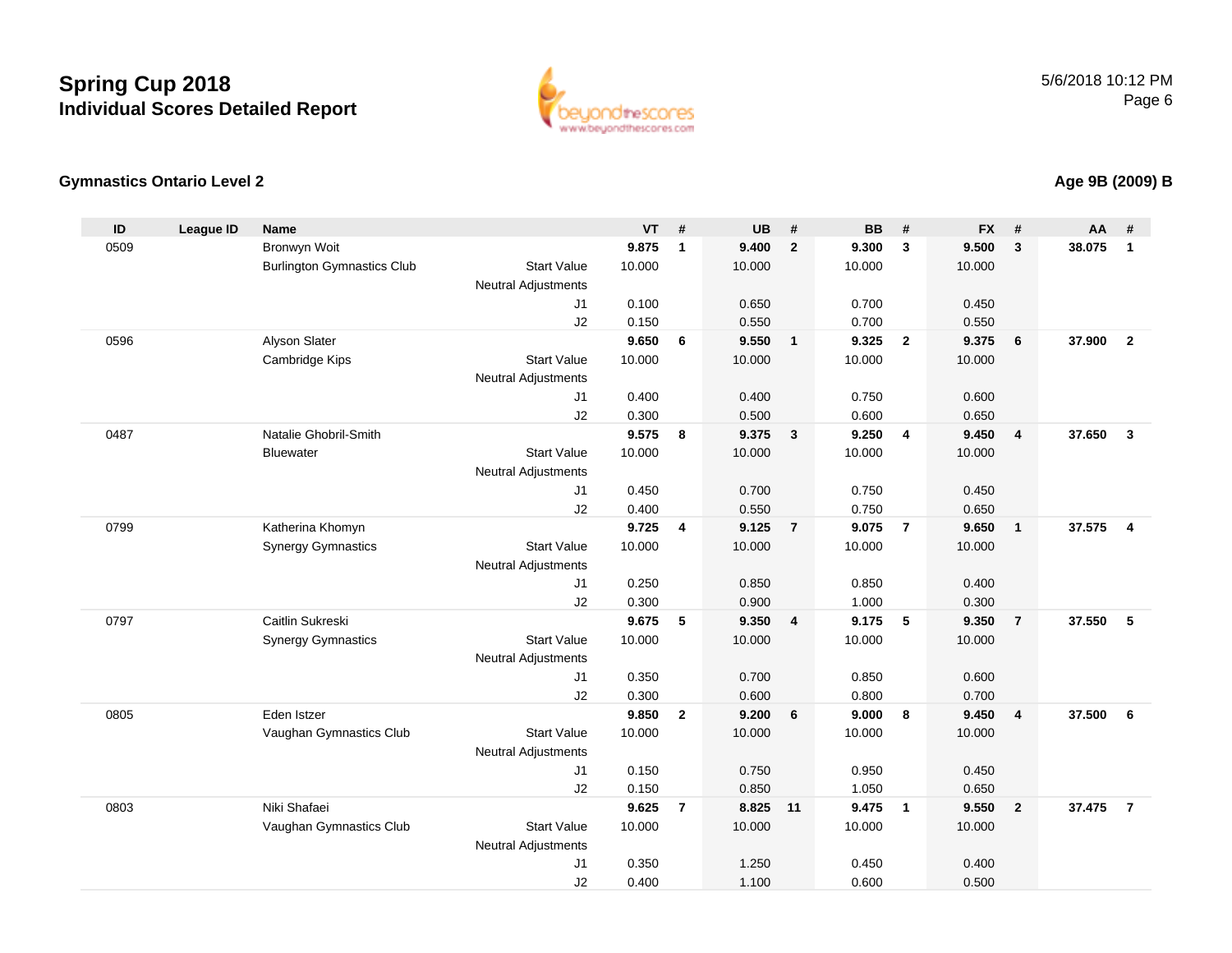# Spring Cup 2018
## Individual Scores Detailed Report

5/6/2018 10:12 PM

### Gymnastics Ontario Level 2

### Age 9B (2009) B

| ID | League ID | Name | | VT | # | UB | # | BB | # | FX | # | AA | # |
|---|---|---|---|---|---|---|---|---|---|---|---|---|---|
| 0509 | | Bronwyn Woit | | **9.875** | **1** | **9.400** | **2** | **9.300** | **3** | **9.500** | **3** | **38.075** | **1** |
| | | Burlington Gymnastics Club | Start Value | 10.000 | | 10.000 | | 10.000 | | 10.000 | | | |
| | | | Neutral Adjustments | | | | | | | | | | |
| | | | J1 | 0.100 | | 0.650 | | 0.700 | | 0.450 | | | |
| | | | J2 | 0.150 | | 0.550 | | 0.700 | | 0.550 | | | |
| 0596 | | Alyson Slater | | **9.650** | **6** | **9.550** | **1** | **9.325** | **2** | **9.375** | **6** | **37.900** | **2** |
| | | Cambridge Kips | Start Value | 10.000 | | 10.000 | | 10.000 | | 10.000 | | | |
| | | | Neutral Adjustments | | | | | | | | | | |
| | | | J1 | 0.400 | | 0.400 | | 0.750 | | 0.600 | | | |
| | | | J2 | 0.300 | | 0.500 | | 0.600 | | 0.650 | | | |
| 0487 | | Natalie Ghobril-Smith | | **9.575** | **8** | **9.375** | **3** | **9.250** | **4** | **9.450** | **4** | **37.650** | **3** |
| | | Bluewater | Start Value | 10.000 | | 10.000 | | 10.000 | | 10.000 | | | |
| | | | Neutral Adjustments | | | | | | | | | | |
| | | | J1 | 0.450 | | 0.700 | | 0.750 | | 0.450 | | | |
| | | | J2 | 0.400 | | 0.550 | | 0.750 | | 0.650 | | | |
| 0799 | | Katherina Khomyn | | **9.725** | **4** | **9.125** | **7** | **9.075** | **7** | **9.650** | **1** | **37.575** | **4** |
| | | Synergy Gymnastics | Start Value | 10.000 | | 10.000 | | 10.000 | | 10.000 | | | |
| | | | Neutral Adjustments | | | | | | | | | | |
| | | | J1 | 0.250 | | 0.850 | | 0.850 | | 0.400 | | | |
| | | | J2 | 0.300 | | 0.900 | | 1.000 | | 0.300 | | | |
| 0797 | | Caitlin Sukreski | | **9.675** | **5** | **9.350** | **4** | **9.175** | **5** | **9.350** | **7** | **37.550** | **5** |
| | | Synergy Gymnastics | Start Value | 10.000 | | 10.000 | | 10.000 | | 10.000 | | | |
| | | | Neutral Adjustments | | | | | | | | | | |
| | | | J1 | 0.350 | | 0.700 | | 0.850 | | 0.600 | | | |
| | | | J2 | 0.300 | | 0.600 | | 0.800 | | 0.700 | | | |
| 0805 | | Eden Istzer | | **9.850** | **2** | **9.200** | **6** | **9.000** | **8** | **9.450** | **4** | **37.500** | **6** |
| | | Vaughan Gymnastics Club | Start Value | 10.000 | | 10.000 | | 10.000 | | 10.000 | | | |
| | | | Neutral Adjustments | | | | | | | | | | |
| | | | J1 | 0.150 | | 0.750 | | 0.950 | | 0.450 | | | |
| | | | J2 | 0.150 | | 0.850 | | 1.050 | | 0.650 | | | |
| 0803 | | Niki Shafaei | | **9.625** | **7** | **8.825** | **11** | **9.475** | **1** | **9.550** | **2** | **37.475** | **7** |
| | | Vaughan Gymnastics Club | Start Value | 10.000 | | 10.000 | | 10.000 | | 10.000 | | | |
| | | | Neutral Adjustments | | | | | | | | | | |
| | | | J1 | 0.350 | | 1.250 | | 0.450 | | 0.400 | | | |
| | | | J2 | 0.400 | | 1.100 | | 0.600 | | 0.500 | | | |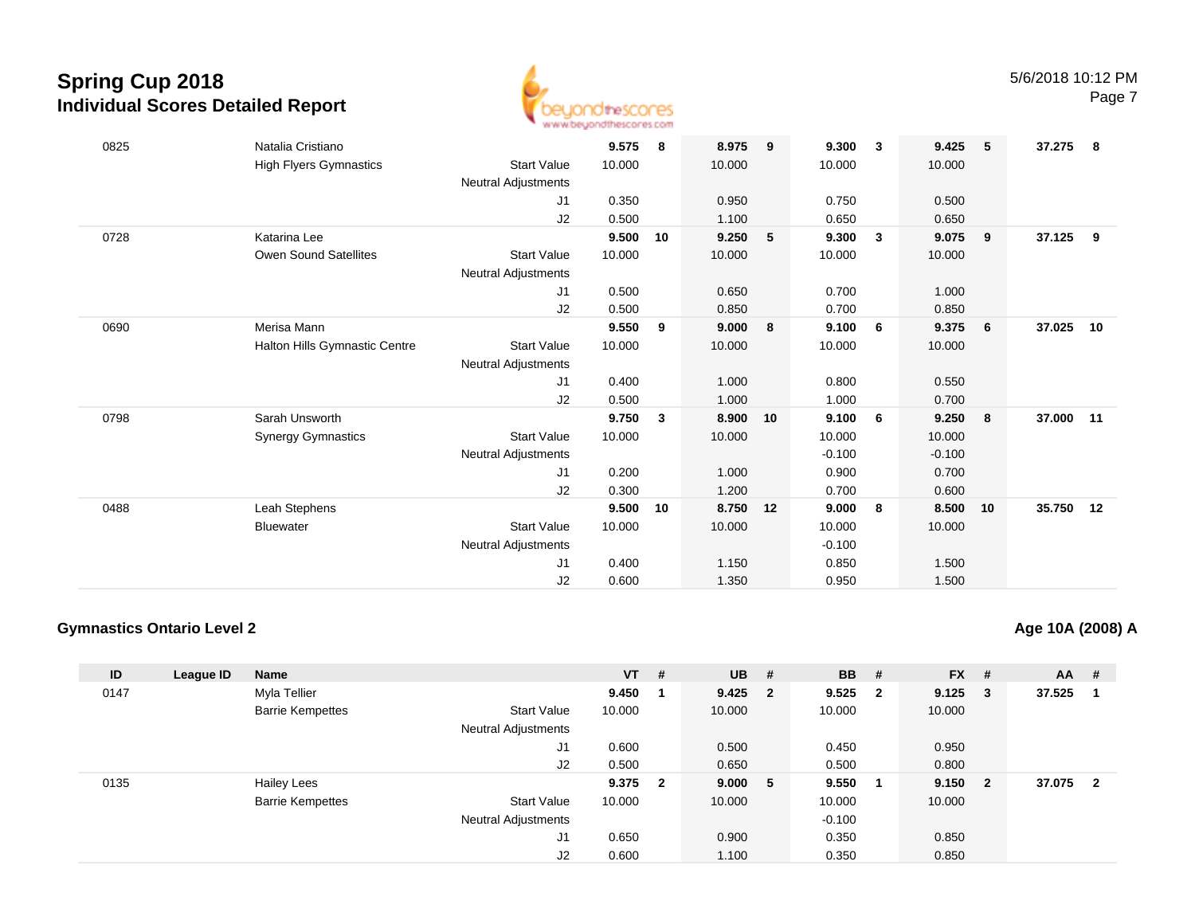| ID | League ID | Name | | VT | # | UB | # | BB | # | FX | # | AA | # |
|---|---|---|---|---|---|---|---|---|---|---|---|---|---|
| 0825 | | Natalia Cristiano | | **9.575** | **8** | **8.975** | **9** | **9.300** | **3** | **9.425** | **5** | **37.275** | **8** |
| | | High Flyers Gymnastics | Start Value | 10.000 | | 10.000 | | 10.000 | | 10.000 | | | |
| | | | Neutral Adjustments | | | | | | | | | | |
| | | | J1 | 0.350 | | 0.950 | | 0.750 | | 0.500 | | | |
| | | | J2 | 0.500 | | 1.100 | | 0.650 | | 0.650 | | | |
| 0728 | | Katarina Lee | | **9.500** | **10** | **9.250** | **5** | **9.300** | **3** | **9.075** | **9** | **37.125** | **9** |
| | | Owen Sound Satellites | Start Value | 10.000 | | 10.000 | | 10.000 | | 10.000 | | | |
| | | | Neutral Adjustments | | | | | | | | | | |
| | | | J1 | 0.500 | | 0.650 | | 0.700 | | 1.000 | | | |
| | | | J2 | 0.500 | | 0.850 | | 0.700 | | 0.850 | | | |
| 0690 | | Merisa Mann | | **9.550** | **9** | **9.000** | **8** | **9.100** | **6** | **9.375** | **6** | **37.025** | **10** |
| | | Halton Hills Gymnastic Centre | Start Value | 10.000 | | 10.000 | | 10.000 | | 10.000 | | | |
| | | | Neutral Adjustments | | | | | | | | | | |
| | | | J1 | 0.400 | | 1.000 | | 0.800 | | 0.550 | | | |
| | | | J2 | 0.500 | | 1.000 | | 1.000 | | 0.700 | | | |
| 0798 | | Sarah Unsworth | | **9.750** | **3** | **8.900** | **10** | **9.100** | **6** | **9.250** | **8** | **37.000** | **11** |
| | | Synergy Gymnastics | Start Value | 10.000 | | 10.000 | | 10.000 | | 10.000 | | | |
| | | | Neutral Adjustments | | | | | -0.100 | | -0.100 | | | |
| | | | J1 | 0.200 | | 1.000 | | 0.900 | | 0.700 | | | |
| | | | J2 | 0.300 | | 1.200 | | 0.700 | | 0.600 | | | |
| 0488 | | Leah Stephens | | **9.500** | **10** | **8.750** | **12** | **9.000** | **8** | **8.500** | **10** | **35.750** | **12** |
| | | Bluewater | Start Value | 10.000 | | 10.000 | | 10.000 | | 10.000 | | | |
| | | | Neutral Adjustments | | | | | -0.100 | | | | | |
| | | | J1 | 0.400 | | 1.150 | | 0.850 | | 1.500 | | | |
| | | | J2 | 0.600 | | 1.350 | | 0.950 | | 1.500 | | | |

## Gymnastics Ontario Level 2

**Age 10A (2008) A**

| ID | League ID | Name | | VT | # | UB | # | BB | # | FX | # | AA | # |
|---|---|---|---|---|---|---|---|---|---|---|---|---|---|
| 0147 | | Myla Tellier | | **9.450** | **1** | **9.425** | **2** | **9.525** | **2** | **9.125** | **3** | **37.525** | **1** |
| | | Barrie Kempettes | Start Value | 10.000 | | 10.000 | | 10.000 | | 10.000 | | | |
| | | | Neutral Adjustments | | | | | | | | | | |
| | | | J1 | 0.600 | | 0.500 | | 0.450 | | 0.950 | | | |
| | | | J2 | 0.500 | | 0.650 | | 0.500 | | 0.800 | | | |
| 0135 | | Hailey Lees | | **9.375** | **2** | **9.000** | **5** | **9.550** | **1** | **9.150** | **2** | **37.075** | **2** |
| | | Barrie Kempettes | Start Value | 10.000 | | 10.000 | | 10.000 | | 10.000 | | | |
| | | | Neutral Adjustments | | | | | -0.100 | | | | | |
| | | | J1 | 0.650 | | 0.900 | | 0.350 | | 0.850 | | | |
| | | | J2 | 0.600 | | 1.100 | | 0.350 | | 0.850 | | | |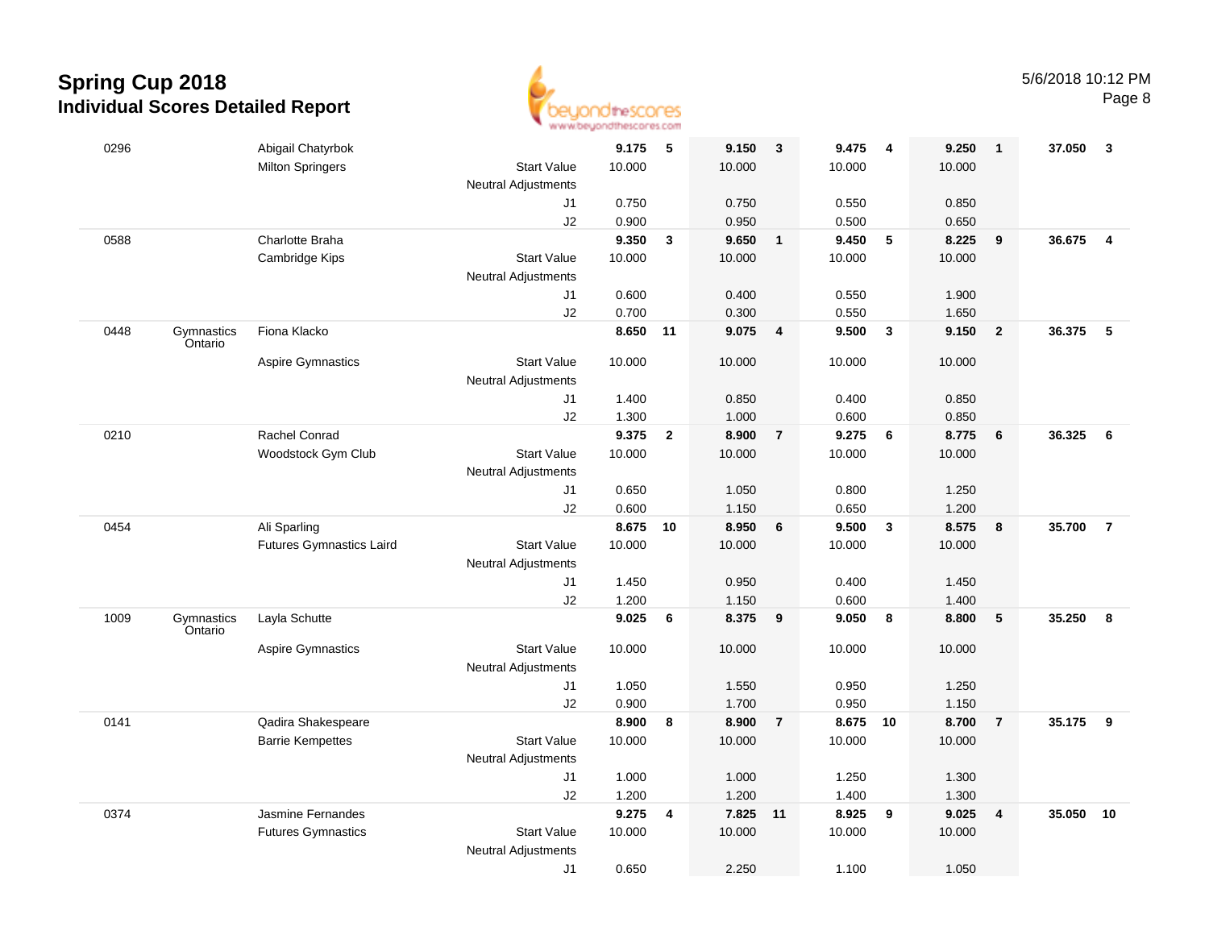# Spring Cup 2018
## Individual Scores Detailed Report

5/6/2018 10:12 PM

| | | | | | | | | | | | | | |
|---|---|---|---|---|---|---|---|---|---|---|---|---|---|
| 0296 | | Abigail Chatyrbok | | **9.175** | **5** | **9.150** | **3** | **9.475** | **4** | **9.250** | **1** | **37.050** | **3** |
| | | Milton Springers | Start Value | 10.000 | | 10.000 | | 10.000 | | 10.000 | | | |
| | | | Neutral Adjustments | | | | | | | | | | |
| | | | J1 | 0.750 | | 0.750 | | 0.550 | | 0.850 | | | |
| | | | J2 | 0.900 | | 0.950 | | 0.500 | | 0.650 | | | |
| 0588 | | Charlotte Braha | | **9.350** | **3** | **9.650** | **1** | **9.450** | **5** | **8.225** | **9** | **36.675** | **4** |
| | | Cambridge Kips | Start Value | 10.000 | | 10.000 | | 10.000 | | 10.000 | | | |
| | | | Neutral Adjustments | | | | | | | | | | |
| | | | J1 | 0.600 | | 0.400 | | 0.550 | | 1.900 | | | |
| | | | J2 | 0.700 | | 0.300 | | 0.550 | | 1.650 | | | |
| 0448 | Gymnastics Ontario | Fiona Klacko | | **8.650** | **11** | **9.075** | **4** | **9.500** | **3** | **9.150** | **2** | **36.375** | **5** |
| | | Aspire Gymnastics | Start Value | 10.000 | | 10.000 | | 10.000 | | 10.000 | | | |
| | | | Neutral Adjustments | | | | | | | | | | |
| | | | J1 | 1.400 | | 0.850 | | 0.400 | | 0.850 | | | |
| | | | J2 | 1.300 | | 1.000 | | 0.600 | | 0.850 | | | |
| 0210 | | Rachel Conrad | | **9.375** | **2** | **8.900** | **7** | **9.275** | **6** | **8.775** | **6** | **36.325** | **6** |
| | | Woodstock Gym Club | Start Value | 10.000 | | 10.000 | | 10.000 | | 10.000 | | | |
| | | | Neutral Adjustments | | | | | | | | | | |
| | | | J1 | 0.650 | | 1.050 | | 0.800 | | 1.250 | | | |
| | | | J2 | 0.600 | | 1.150 | | 0.650 | | 1.200 | | | |
| 0454 | | Ali Sparling | | **8.675** | **10** | **8.950** | **6** | **9.500** | **3** | **8.575** | **8** | **35.700** | **7** |
| | | Futures Gymnastics Laird | Start Value | 10.000 | | 10.000 | | 10.000 | | 10.000 | | | |
| | | | Neutral Adjustments | | | | | | | | | | |
| | | | J1 | 1.450 | | 0.950 | | 0.400 | | 1.450 | | | |
| | | | J2 | 1.200 | | 1.150 | | 0.600 | | 1.400 | | | |
| 1009 | Gymnastics Ontario | Layla Schutte | | **9.025** | **6** | **8.375** | **9** | **9.050** | **8** | **8.800** | **5** | **35.250** | **8** |
| | | Aspire Gymnastics | Start Value | 10.000 | | 10.000 | | 10.000 | | 10.000 | | | |
| | | | Neutral Adjustments | | | | | | | | | | |
| | | | J1 | 1.050 | | 1.550 | | 0.950 | | 1.250 | | | |
| | | | J2 | 0.900 | | 1.700 | | 0.950 | | 1.150 | | | |
| 0141 | | Qadira Shakespeare | | **8.900** | **8** | **8.900** | **7** | **8.675** | **10** | **8.700** | **7** | **35.175** | **9** |
| | | Barrie Kempettes | Start Value | 10.000 | | 10.000 | | 10.000 | | 10.000 | | | |
| | | | Neutral Adjustments | | | | | | | | | | |
| | | | J1 | 1.000 | | 1.000 | | 1.250 | | 1.300 | | | |
| | | | J2 | 1.200 | | 1.200 | | 1.400 | | 1.300 | | | |
| 0374 | | Jasmine Fernandes | | **9.275** | **4** | **7.825** | **11** | **8.925** | **9** | **9.025** | **4** | **35.050** | **10** |
| | | Futures Gymnastics | Start Value | 10.000 | | 10.000 | | 10.000 | | 10.000 | | | |
| | | | Neutral Adjustments | | | | | | | | | | |
| | | | J1 | 0.650 | | 2.250 | | 1.100 | | 1.050 | | | |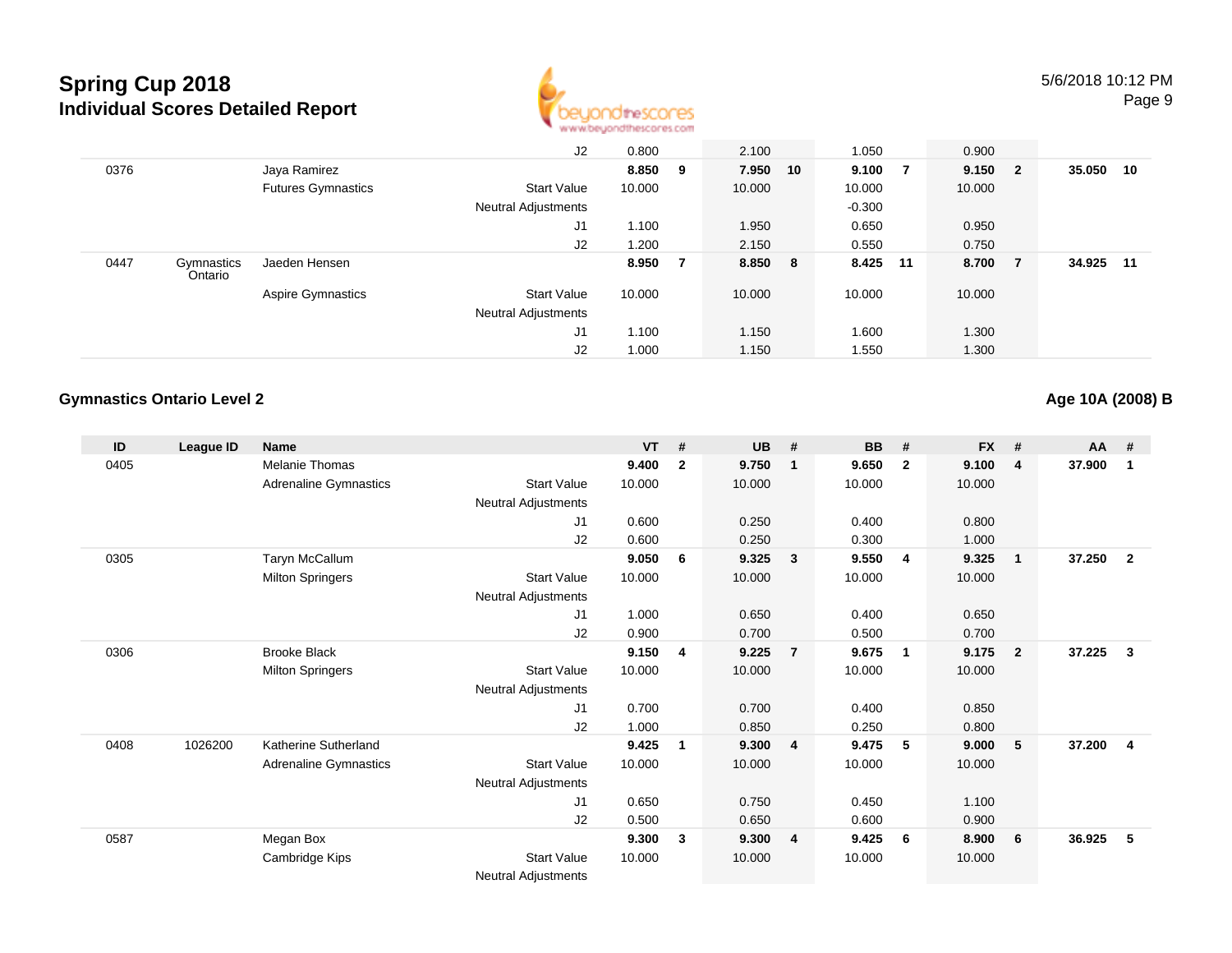| | | | | VT | # | UB | # | BB | # | FX | # | AA | # |
|---|---|---|---|---|---|---|---|---|---|---|---|---|---|
| | | | J2 | 0.800 | | 2.100 | | 1.050 | | 0.900 | | | |
| 0376 | | Jaya Ramirez | | **8.850** | **9** | **7.950** | **10** | **9.100** | **7** | **9.150** | **2** | **35.050** | **10** |
| | | Futures Gymnastics | Start Value | 10.000 | | 10.000 | | 10.000 | | 10.000 | | | |
| | | | Neutral Adjustments | | | | | -0.300 | | | | | |
| | | | J1 | 1.100 | | 1.950 | | 0.650 | | 0.950 | | | |
| | | | J2 | 1.200 | | 2.150 | | 0.550 | | 0.750 | | | |
| 0447 | Gymnastics Ontario | Jaeden Hensen | | **8.950** | **7** | **8.850** | **8** | **8.425** | **11** | **8.700** | **7** | **34.925** | **11** |
| | | Aspire Gymnastics | Start Value | 10.000 | | 10.000 | | 10.000 | | 10.000 | | | |
| | | | Neutral Adjustments | | | | | | | | | | |
| | | | J1 | 1.100 | | 1.150 | | 1.600 | | 1.300 | | | |
| | | | J2 | 1.000 | | 1.150 | | 1.550 | | 1.300 | | | |

## Gymnastics Ontario Level 2

**Age 10A (2008) B**

| ID | League ID | Name | | VT | # | UB | # | BB | # | FX | # | AA | # |
|---|---|---|---|---|---|---|---|---|---|---|---|---|---|
| 0405 | | Melanie Thomas | | **9.400** | **2** | **9.750** | **1** | **9.650** | **2** | **9.100** | **4** | **37.900** | **1** |
| | | Adrenaline Gymnastics | Start Value | 10.000 | | 10.000 | | 10.000 | | 10.000 | | | |
| | | | Neutral Adjustments | | | | | | | | | | |
| | | | J1 | 0.600 | | 0.250 | | 0.400 | | 0.800 | | | |
| | | | J2 | 0.600 | | 0.250 | | 0.300 | | 1.000 | | | |
| 0305 | | Taryn McCallum | | **9.050** | **6** | **9.325** | **3** | **9.550** | **4** | **9.325** | **1** | **37.250** | **2** |
| | | Milton Springers | Start Value | 10.000 | | 10.000 | | 10.000 | | 10.000 | | | |
| | | | Neutral Adjustments | | | | | | | | | | |
| | | | J1 | 1.000 | | 0.650 | | 0.400 | | 0.650 | | | |
| | | | J2 | 0.900 | | 0.700 | | 0.500 | | 0.700 | | | |
| 0306 | | Brooke Black | | **9.150** | **4** | **9.225** | **7** | **9.675** | **1** | **9.175** | **2** | **37.225** | **3** |
| | | Milton Springers | Start Value | 10.000 | | 10.000 | | 10.000 | | 10.000 | | | |
| | | | Neutral Adjustments | | | | | | | | | | |
| | | | J1 | 0.700 | | 0.700 | | 0.400 | | 0.850 | | | |
| | | | J2 | 1.000 | | 0.850 | | 0.250 | | 0.800 | | | |
| 0408 | 1026200 | Katherine Sutherland | | **9.425** | **1** | **9.300** | **4** | **9.475** | **5** | **9.000** | **5** | **37.200** | **4** |
| | | Adrenaline Gymnastics | Start Value | 10.000 | | 10.000 | | 10.000 | | 10.000 | | | |
| | | | Neutral Adjustments | | | | | | | | | | |
| | | | J1 | 0.650 | | 0.750 | | 0.450 | | 1.100 | | | |
| | | | J2 | 0.500 | | 0.650 | | 0.600 | | 0.900 | | | |
| 0587 | | Megan Box | | **9.300** | **3** | **9.300** | **4** | **9.425** | **6** | **8.900** | **6** | **36.925** | **5** |
| | | Cambridge Kips | Start Value | 10.000 | | 10.000 | | 10.000 | | 10.000 | | | |
| | | | Neutral Adjustments | | | | | | | | | | |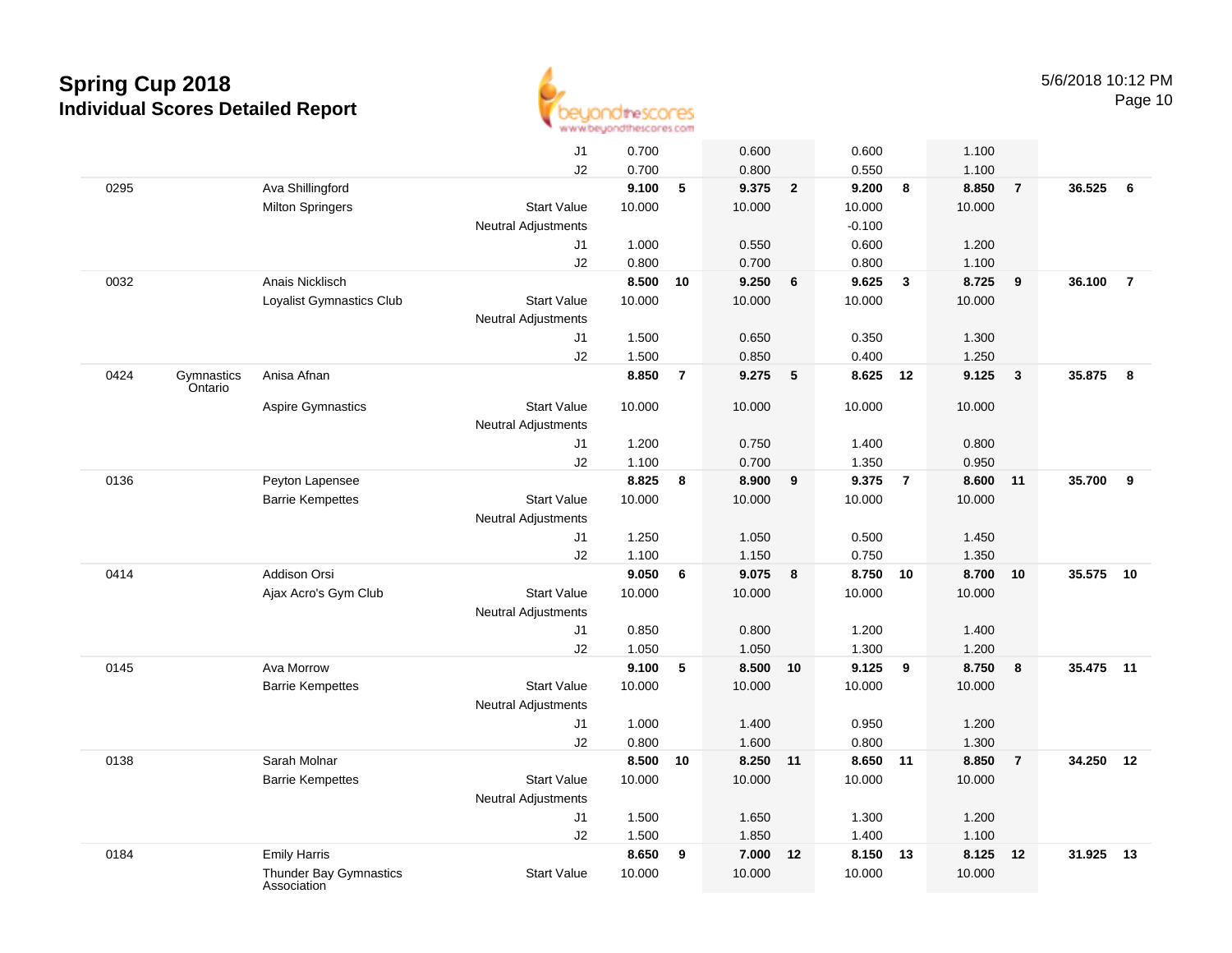# Spring Cup 2018
## Individual Scores Detailed Report

5/6/2018 10:12 PM

| | | | | | | | | | | | | | | |
|---|---|---|---|---|---|---|---|---|---|---|---|---|---|---|
| | | | J1 | 0.700 | | 0.600 | | 0.600 | | 1.100 | | | |
| | | | J2 | 0.700 | | 0.800 | | 0.550 | | 1.100 | | | |
| 0295 | | Ava Shillingford | | **9.100** | **5** | **9.375** | **2** | **9.200** | **8** | **8.850** | **7** | **36.525** | **6** |
| | | Milton Springers | Start Value | 10.000 | | 10.000 | | 10.000 | | 10.000 | | | |
| | | | Neutral Adjustments | | | | | -0.100 | | | | | |
| | | | J1 | 1.000 | | 0.550 | | 0.600 | | 1.200 | | | |
| | | | J2 | 0.800 | | 0.700 | | 0.800 | | 1.100 | | | |
| 0032 | | Anais Nicklisch | | **8.500** | **10** | **9.250** | **6** | **9.625** | **3** | **8.725** | **9** | **36.100** | **7** |
| | | Loyalist Gymnastics Club | Start Value | 10.000 | | 10.000 | | 10.000 | | 10.000 | | | |
| | | | Neutral Adjustments | | | | | | | | | | |
| | | | J1 | 1.500 | | 0.650 | | 0.350 | | 1.300 | | | |
| | | | J2 | 1.500 | | 0.850 | | 0.400 | | 1.250 | | | |
| 0424 | Gymnastics Ontario | Anisa Afnan | | **8.850** | **7** | **9.275** | **5** | **8.625** | **12** | **9.125** | **3** | **35.875** | **8** |
| | | Aspire Gymnastics | Start Value | 10.000 | | 10.000 | | 10.000 | | 10.000 | | | |
| | | | Neutral Adjustments | | | | | | | | | | |
| | | | J1 | 1.200 | | 0.750 | | 1.400 | | 0.800 | | | |
| | | | J2 | 1.100 | | 0.700 | | 1.350 | | 0.950 | | | |
| 0136 | | Peyton Lapensee | | **8.825** | **8** | **8.900** | **9** | **9.375** | **7** | **8.600** | **11** | **35.700** | **9** |
| | | Barrie Kempettes | Start Value | 10.000 | | 10.000 | | 10.000 | | 10.000 | | | |
| | | | Neutral Adjustments | | | | | | | | | | |
| | | | J1 | 1.250 | | 1.050 | | 0.500 | | 1.450 | | | |
| | | | J2 | 1.100 | | 1.150 | | 0.750 | | 1.350 | | | |
| 0414 | | Addison Orsi | | **9.050** | **6** | **9.075** | **8** | **8.750** | **10** | **8.700** | **10** | **35.575** | **10** |
| | | Ajax Acro's Gym Club | Start Value | 10.000 | | 10.000 | | 10.000 | | 10.000 | | | |
| | | | Neutral Adjustments | | | | | | | | | | |
| | | | J1 | 0.850 | | 0.800 | | 1.200 | | 1.400 | | | |
| | | | J2 | 1.050 | | 1.050 | | 1.300 | | 1.200 | | | |
| 0145 | | Ava Morrow | | **9.100** | **5** | **8.500** | **10** | **9.125** | **9** | **8.750** | **8** | **35.475** | **11** |
| | | Barrie Kempettes | Start Value | 10.000 | | 10.000 | | 10.000 | | 10.000 | | | |
| | | | Neutral Adjustments | | | | | | | | | | |
| | | | J1 | 1.000 | | 1.400 | | 0.950 | | 1.200 | | | |
| | | | J2 | 0.800 | | 1.600 | | 0.800 | | 1.300 | | | |
| 0138 | | Sarah Molnar | | **8.500** | **10** | **8.250** | **11** | **8.650** | **11** | **8.850** | **7** | **34.250** | **12** |
| | | Barrie Kempettes | Start Value | 10.000 | | 10.000 | | 10.000 | | 10.000 | | | |
| | | | Neutral Adjustments | | | | | | | | | | |
| | | | J1 | 1.500 | | 1.650 | | 1.300 | | 1.200 | | | |
| | | | J2 | 1.500 | | 1.850 | | 1.400 | | 1.100 | | | |
| 0184 | | Emily Harris | | **8.650** | **9** | **7.000** | **12** | **8.150** | **13** | **8.125** | **12** | **31.925** | **13** |
| | | Thunder Bay Gymnastics Association | Start Value | 10.000 | | 10.000 | | 10.000 | | 10.000 | | | |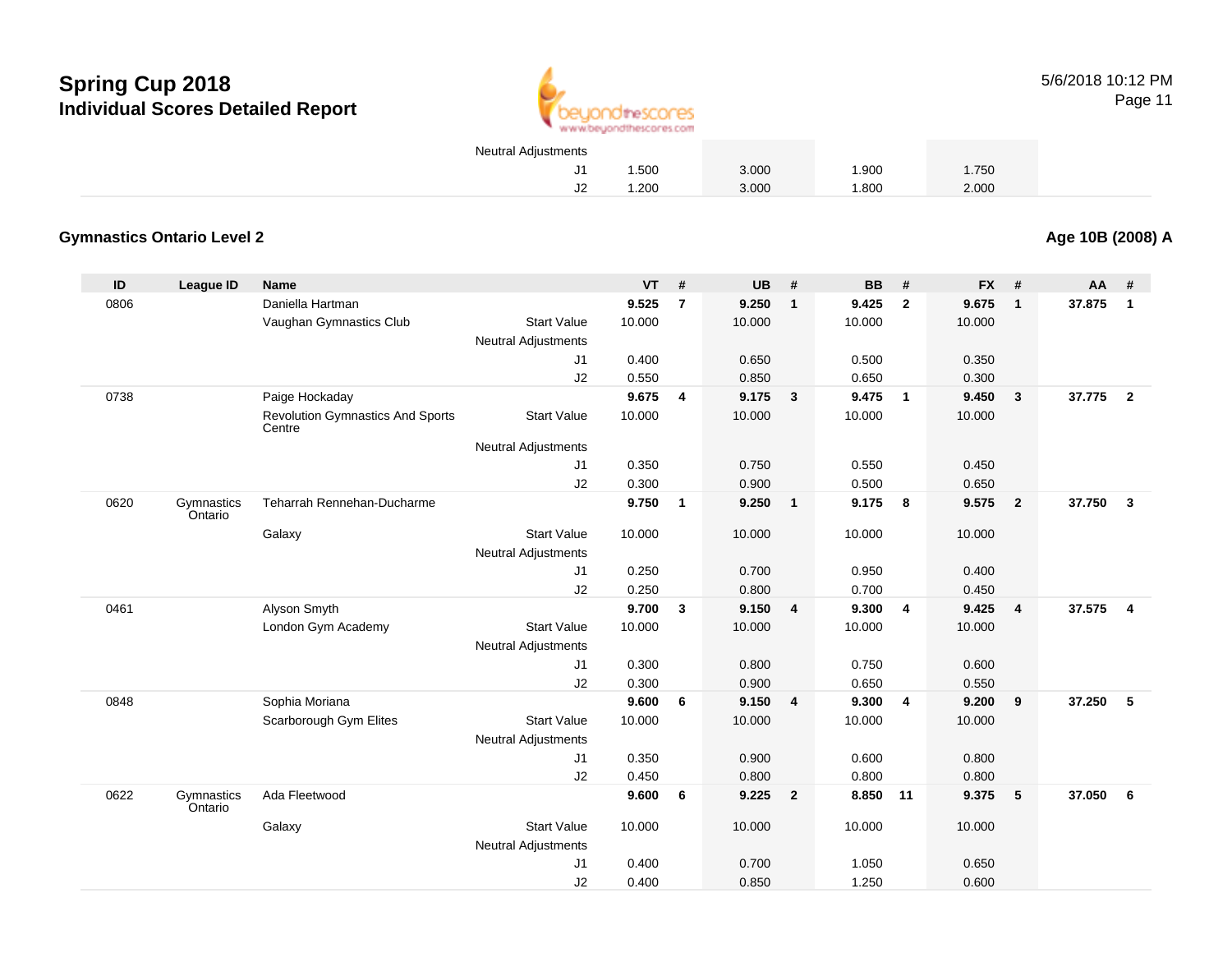# Spring Cup 2018

## Individual Scores Detailed Report

5/6/2018 10:12 PM

| | | | | VT | # | UB | # | BB | # | FX | # | AA | # |
|---|---|---|---|---|---|---|---|---|---|---|---|---|---|
| | | | Neutral Adjustments | | | | | | | | | | |
| | | | J1 | 1.500 | | 3.000 | | 1.900 | | 1.750 | | | |
| | | | J2 | 1.200 | | 3.000 | | 1.800 | | 2.000 | | | |

### Gymnastics Ontario Level 2

**Age 10B (2008) A**

| ID | League ID | Name | | VT | # | UB | # | BB | # | FX | # | AA | # |
|---|---|---|---|---|---|---|---|---|---|---|---|---|---|
| 0806 | | Daniella Hartman | | **9.525** | **7** | **9.250** | **1** | **9.425** | **2** | **9.675** | **1** | **37.875** | **1** |
| | | Vaughan Gymnastics Club | Start Value | 10.000 | | 10.000 | | 10.000 | | 10.000 | | | |
| | | | Neutral Adjustments | | | | | | | | | | |
| | | | J1 | 0.400 | | 0.650 | | 0.500 | | 0.350 | | | |
| | | | J2 | 0.550 | | 0.850 | | 0.650 | | 0.300 | | | |
| 0738 | | Paige Hockaday | | **9.675** | **4** | **9.175** | **3** | **9.475** | **1** | **9.450** | **3** | **37.775** | **2** |
| | | Revolution Gymnastics And Sports Centre | Start Value | 10.000 | | 10.000 | | 10.000 | | 10.000 | | | |
| | | | Neutral Adjustments | | | | | | | | | | |
| | | | J1 | 0.350 | | 0.750 | | 0.550 | | 0.450 | | | |
| | | | J2 | 0.300 | | 0.900 | | 0.500 | | 0.650 | | | |
| 0620 | Gymnastics Ontario | Teharrah Rennehan-Ducharme | | **9.750** | **1** | **9.250** | **1** | **9.175** | **8** | **9.575** | **2** | **37.750** | **3** |
| | | Galaxy | Start Value | 10.000 | | 10.000 | | 10.000 | | 10.000 | | | |
| | | | Neutral Adjustments | | | | | | | | | | |
| | | | J1 | 0.250 | | 0.700 | | 0.950 | | 0.400 | | | |
| | | | J2 | 0.250 | | 0.800 | | 0.700 | | 0.450 | | | |
| 0461 | | Alyson Smyth | | **9.700** | **3** | **9.150** | **4** | **9.300** | **4** | **9.425** | **4** | **37.575** | **4** |
| | | London Gym Academy | Start Value | 10.000 | | 10.000 | | 10.000 | | 10.000 | | | |
| | | | Neutral Adjustments | | | | | | | | | | |
| | | | J1 | 0.300 | | 0.800 | | 0.750 | | 0.600 | | | |
| | | | J2 | 0.300 | | 0.900 | | 0.650 | | 0.550 | | | |
| 0848 | | Sophia Moriana | | **9.600** | **6** | **9.150** | **4** | **9.300** | **4** | **9.200** | **9** | **37.250** | **5** |
| | | Scarborough Gym Elites | Start Value | 10.000 | | 10.000 | | 10.000 | | 10.000 | | | |
| | | | Neutral Adjustments | | | | | | | | | | |
| | | | J1 | 0.350 | | 0.900 | | 0.600 | | 0.800 | | | |
| | | | J2 | 0.450 | | 0.800 | | 0.800 | | 0.800 | | | |
| 0622 | Gymnastics Ontario | Ada Fleetwood | | **9.600** | **6** | **9.225** | **2** | **8.850** | **11** | **9.375** | **5** | **37.050** | **6** |
| | | Galaxy | Start Value | 10.000 | | 10.000 | | 10.000 | | 10.000 | | | |
| | | | Neutral Adjustments | | | | | | | | | | |
| | | | J1 | 0.400 | | 0.700 | | 1.050 | | 0.650 | | | |
| | | | J2 | 0.400 | | 0.850 | | 1.250 | | 0.600 | | | |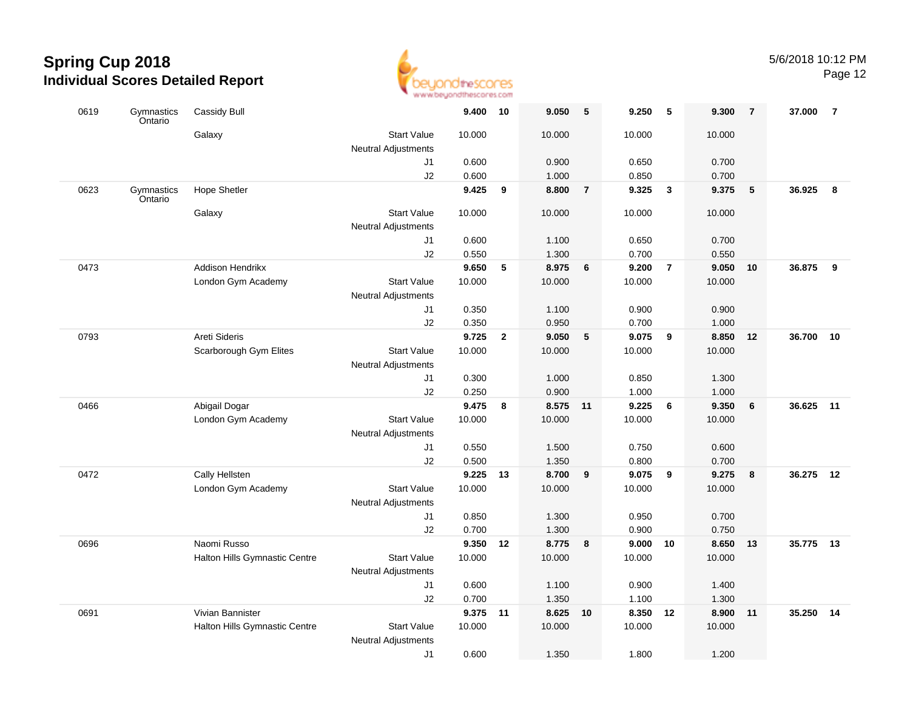# Spring Cup 2018
## Individual Scores Detailed Report

5/6/2018 10:12 PM

| | | | | | | | | | | | | | |
|---|---|---|---|---|---|---|---|---|---|---|---|---|---|
| 0619 | Gymnastics Ontario | Cassidy Bull | | **9.400** | **10** | **9.050** | **5** | **9.250** | **5** | **9.300** | **7** | **37.000** | **7** |
| | | Galaxy | Start Value | 10.000 | | 10.000 | | 10.000 | | 10.000 | | | |
| | | | Neutral Adjustments | | | | | | | | | | |
| | | | J1 | 0.600 | | 0.900 | | 0.650 | | 0.700 | | | |
| | | | J2 | 0.600 | | 1.000 | | 0.850 | | 0.700 | | | |
| 0623 | Gymnastics Ontario | Hope Shetler | | **9.425** | **9** | **8.800** | **7** | **9.325** | **3** | **9.375** | **5** | **36.925** | **8** |
| | | Galaxy | Start Value | 10.000 | | 10.000 | | 10.000 | | 10.000 | | | |
| | | | Neutral Adjustments | | | | | | | | | | |
| | | | J1 | 0.600 | | 1.100 | | 0.650 | | 0.700 | | | |
| | | | J2 | 0.550 | | 1.300 | | 0.700 | | 0.550 | | | |
| 0473 | | Addison Hendrikx | | **9.650** | **5** | **8.975** | **6** | **9.200** | **7** | **9.050** | **10** | **36.875** | **9** |
| | | London Gym Academy | Start Value | 10.000 | | 10.000 | | 10.000 | | 10.000 | | | |
| | | | Neutral Adjustments | | | | | | | | | | |
| | | | J1 | 0.350 | | 1.100 | | 0.900 | | 0.900 | | | |
| | | | J2 | 0.350 | | 0.950 | | 0.700 | | 1.000 | | | |
| 0793 | | Areti Sideris | | **9.725** | **2** | **9.050** | **5** | **9.075** | **9** | **8.850** | **12** | **36.700** | **10** |
| | | Scarborough Gym Elites | Start Value | 10.000 | | 10.000 | | 10.000 | | 10.000 | | | |
| | | | Neutral Adjustments | | | | | | | | | | |
| | | | J1 | 0.300 | | 1.000 | | 0.850 | | 1.300 | | | |
| | | | J2 | 0.250 | | 0.900 | | 1.000 | | 1.000 | | | |
| 0466 | | Abigail Dogar | | **9.475** | **8** | **8.575** | **11** | **9.225** | **6** | **9.350** | **6** | **36.625** | **11** |
| | | London Gym Academy | Start Value | 10.000 | | 10.000 | | 10.000 | | 10.000 | | | |
| | | | Neutral Adjustments | | | | | | | | | | |
| | | | J1 | 0.550 | | 1.500 | | 0.750 | | 0.600 | | | |
| | | | J2 | 0.500 | | 1.350 | | 0.800 | | 0.700 | | | |
| 0472 | | Cally Hellsten | | **9.225** | **13** | **8.700** | **9** | **9.075** | **9** | **9.275** | **8** | **36.275** | **12** |
| | | London Gym Academy | Start Value | 10.000 | | 10.000 | | 10.000 | | 10.000 | | | |
| | | | Neutral Adjustments | | | | | | | | | | |
| | | | J1 | 0.850 | | 1.300 | | 0.950 | | 0.700 | | | |
| | | | J2 | 0.700 | | 1.300 | | 0.900 | | 0.750 | | | |
| 0696 | | Naomi Russo | | **9.350** | **12** | **8.775** | **8** | **9.000** | **10** | **8.650** | **13** | **35.775** | **13** |
| | | Halton Hills Gymnastic Centre | Start Value | 10.000 | | 10.000 | | 10.000 | | 10.000 | | | |
| | | | Neutral Adjustments | | | | | | | | | | |
| | | | J1 | 0.600 | | 1.100 | | 0.900 | | 1.400 | | | |
| | | | J2 | 0.700 | | 1.350 | | 1.100 | | 1.300 | | | |
| 0691 | | Vivian Bannister | | **9.375** | **11** | **8.625** | **10** | **8.350** | **12** | **8.900** | **11** | **35.250** | **14** |
| | | Halton Hills Gymnastic Centre | Start Value | 10.000 | | 10.000 | | 10.000 | | 10.000 | | | |
| | | | Neutral Adjustments | | | | | | | | | | |
| | | | J1 | 0.600 | | 1.350 | | 1.800 | | 1.200 | | | |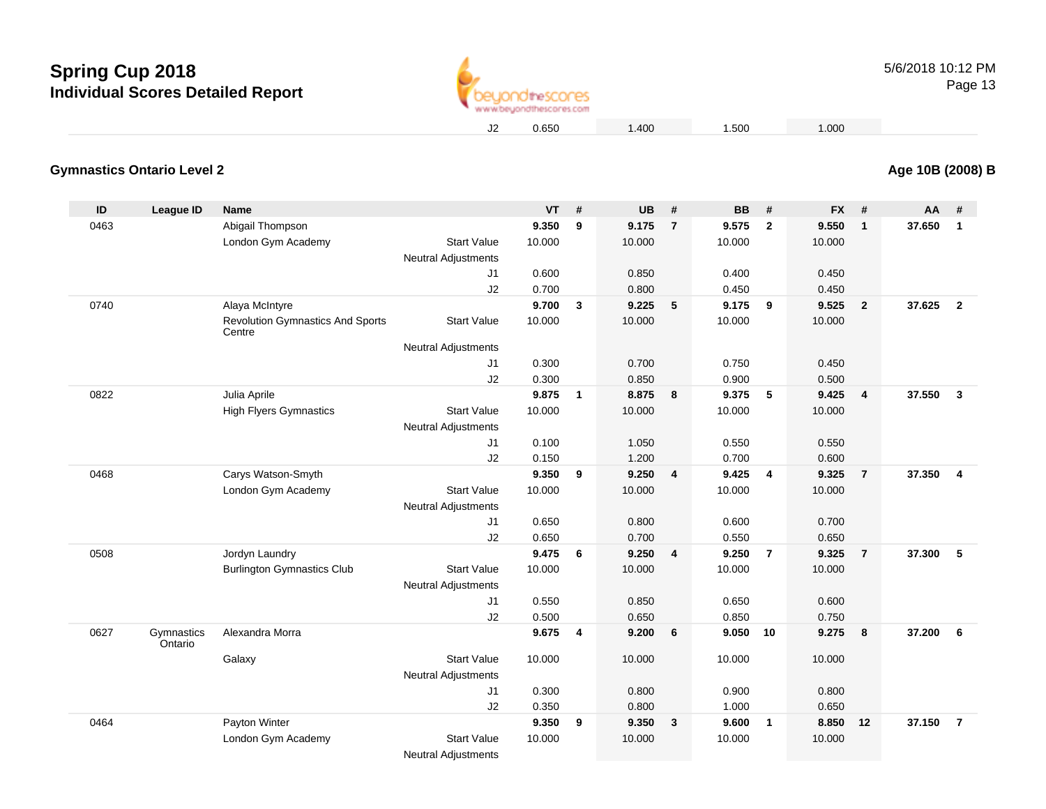# Spring Cup 2018
## Individual Scores Detailed Report

| | | | | | | | | | | | | | |
|---|---|---|---|---|---|---|---|---|---|---|---|---|---|
| | | | J2 | 0.650 | | 1.400 | | 1.500 | | 1.000 | | | |

### Gymnastics Ontario Level 2

**Age 10B (2008) B**

| ID | League ID | Name | | VT | # | UB | # | BB | # | FX | # | AA | # |
|---|---|---|---|---|---|---|---|---|---|---|---|---|---|
| 0463 | | Abigail Thompson | | **9.350** | **9** | **9.175** | **7** | **9.575** | **2** | **9.550** | **1** | **37.650** | **1** |
| | | London Gym Academy | Start Value | 10.000 | | 10.000 | | 10.000 | | 10.000 | | | |
| | | | Neutral Adjustments | | | | | | | | | | |
| | | | J1 | 0.600 | | 0.850 | | 0.400 | | 0.450 | | | |
| | | | J2 | 0.700 | | 0.800 | | 0.450 | | 0.450 | | | |
| 0740 | | Alaya McIntyre | | **9.700** | **3** | **9.225** | **5** | **9.175** | **9** | **9.525** | **2** | **37.625** | **2** |
| | | Revolution Gymnastics And Sports Centre | Start Value | 10.000 | | 10.000 | | 10.000 | | 10.000 | | | |
| | | | Neutral Adjustments | | | | | | | | | | |
| | | | J1 | 0.300 | | 0.700 | | 0.750 | | 0.450 | | | |
| | | | J2 | 0.300 | | 0.850 | | 0.900 | | 0.500 | | | |
| 0822 | | Julia Aprile | | **9.875** | **1** | **8.875** | **8** | **9.375** | **5** | **9.425** | **4** | **37.550** | **3** |
| | | High Flyers Gymnastics | Start Value | 10.000 | | 10.000 | | 10.000 | | 10.000 | | | |
| | | | Neutral Adjustments | | | | | | | | | | |
| | | | J1 | 0.100 | | 1.050 | | 0.550 | | 0.550 | | | |
| | | | J2 | 0.150 | | 1.200 | | 0.700 | | 0.600 | | | |
| 0468 | | Carys Watson-Smyth | | **9.350** | **9** | **9.250** | **4** | **9.425** | **4** | **9.325** | **7** | **37.350** | **4** |
| | | London Gym Academy | Start Value | 10.000 | | 10.000 | | 10.000 | | 10.000 | | | |
| | | | Neutral Adjustments | | | | | | | | | | |
| | | | J1 | 0.650 | | 0.800 | | 0.600 | | 0.700 | | | |
| | | | J2 | 0.650 | | 0.700 | | 0.550 | | 0.650 | | | |
| 0508 | | Jordyn Laundry | | **9.475** | **6** | **9.250** | **4** | **9.250** | **7** | **9.325** | **7** | **37.300** | **5** |
| | | Burlington Gymnastics Club | Start Value | 10.000 | | 10.000 | | 10.000 | | 10.000 | | | |
| | | | Neutral Adjustments | | | | | | | | | | |
| | | | J1 | 0.550 | | 0.850 | | 0.650 | | 0.600 | | | |
| | | | J2 | 0.500 | | 0.650 | | 0.850 | | 0.750 | | | |
| 0627 | Gymnastics Ontario | Alexandra Morra | | **9.675** | **4** | **9.200** | **6** | **9.050** | **10** | **9.275** | **8** | **37.200** | **6** |
| | | Galaxy | Start Value | 10.000 | | 10.000 | | 10.000 | | 10.000 | | | |
| | | | Neutral Adjustments | | | | | | | | | | |
| | | | J1 | 0.300 | | 0.800 | | 0.900 | | 0.800 | | | |
| | | | J2 | 0.350 | | 0.800 | | 1.000 | | 0.650 | | | |
| 0464 | | Payton Winter | | **9.350** | **9** | **9.350** | **3** | **9.600** | **1** | **8.850** | **12** | **37.150** | **7** |
| | | London Gym Academy | Start Value | 10.000 | | 10.000 | | 10.000 | | 10.000 | | | |
| | | | Neutral Adjustments | | | | | | | | | | |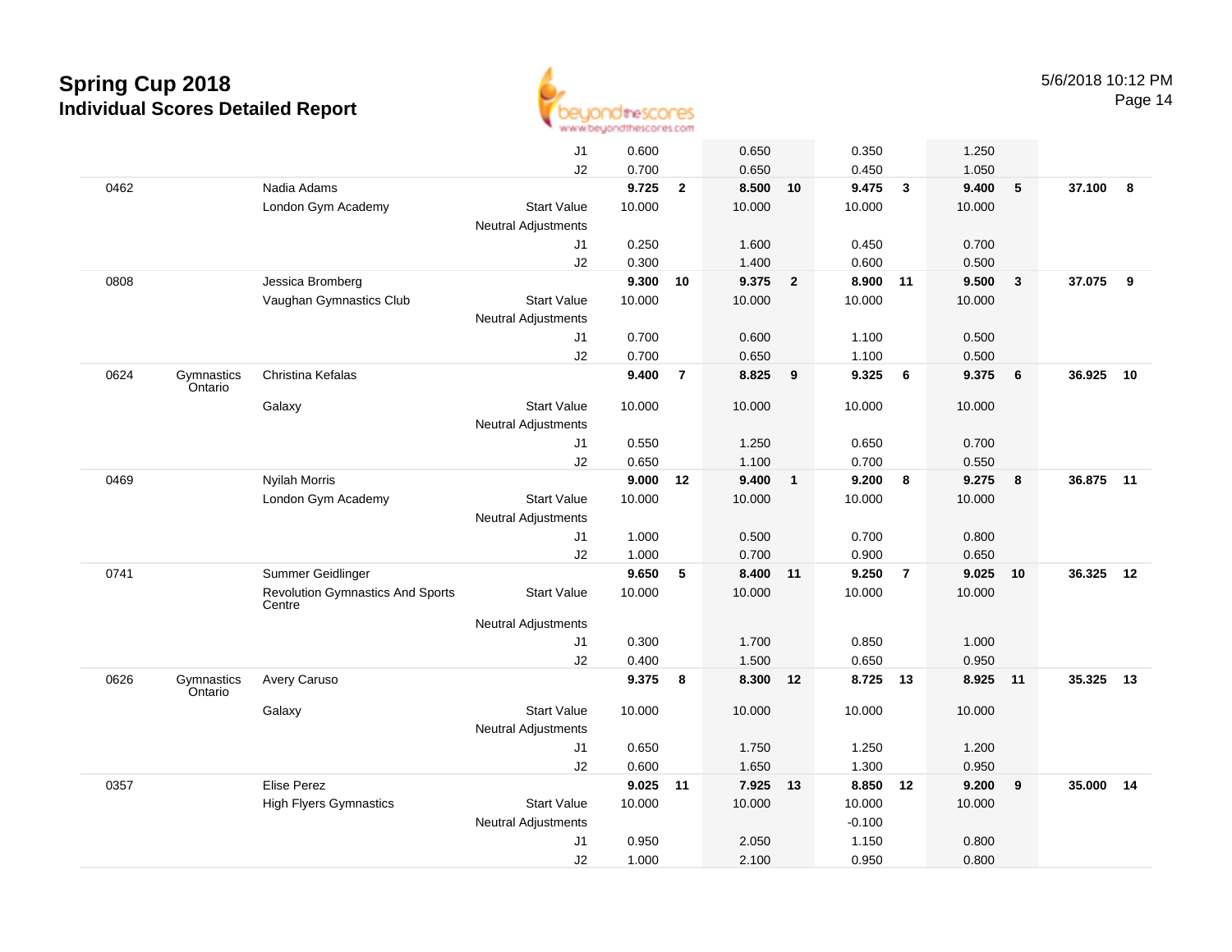# Spring Cup 2018
## Individual Scores Detailed Report

| | | | | | | | | | | | | | |
|---|---|---|---|---|---|---|---|---|---|---|---|---|---|
| | | | J1 | 0.600 | | 0.650 | | 0.350 | | 1.250 | | | |
| | | | J2 | 0.700 | | 0.650 | | 0.450 | | 1.050 | | | |
| 0462 | | Nadia Adams | | **9.725** | **2** | **8.500** | **10** | **9.475** | **3** | **9.400** | **5** | **37.100** | **8** |
| | | London Gym Academy | Start Value | 10.000 | | 10.000 | | 10.000 | | 10.000 | | | |
| | | | Neutral Adjustments | | | | | | | | | | |
| | | | J1 | 0.250 | | 1.600 | | 0.450 | | 0.700 | | | |
| | | | J2 | 0.300 | | 1.400 | | 0.600 | | 0.500 | | | |
| 0808 | | Jessica Bromberg | | **9.300** | **10** | **9.375** | **2** | **8.900** | **11** | **9.500** | **3** | **37.075** | **9** |
| | | Vaughan Gymnastics Club | Start Value | 10.000 | | 10.000 | | 10.000 | | 10.000 | | | |
| | | | Neutral Adjustments | | | | | | | | | | |
| | | | J1 | 0.700 | | 0.600 | | 1.100 | | 0.500 | | | |
| | | | J2 | 0.700 | | 0.650 | | 1.100 | | 0.500 | | | |
| 0624 | Gymnastics Ontario | Christina Kefalas | | **9.400** | **7** | **8.825** | **9** | **9.325** | **6** | **9.375** | **6** | **36.925** | **10** |
| | | Galaxy | Start Value | 10.000 | | 10.000 | | 10.000 | | 10.000 | | | |
| | | | Neutral Adjustments | | | | | | | | | | |
| | | | J1 | 0.550 | | 1.250 | | 0.650 | | 0.700 | | | |
| | | | J2 | 0.650 | | 1.100 | | 0.700 | | 0.550 | | | |
| 0469 | | Nyilah Morris | | **9.000** | **12** | **9.400** | **1** | **9.200** | **8** | **9.275** | **8** | **36.875** | **11** |
| | | London Gym Academy | Start Value | 10.000 | | 10.000 | | 10.000 | | 10.000 | | | |
| | | | Neutral Adjustments | | | | | | | | | | |
| | | | J1 | 1.000 | | 0.500 | | 0.700 | | 0.800 | | | |
| | | | J2 | 1.000 | | 0.700 | | 0.900 | | 0.650 | | | |
| 0741 | | Summer Geidlinger | | **9.650** | **5** | **8.400** | **11** | **9.250** | **7** | **9.025** | **10** | **36.325** | **12** |
| | | Revolution Gymnastics And Sports Centre | Start Value | 10.000 | | 10.000 | | 10.000 | | 10.000 | | | |
| | | | Neutral Adjustments | | | | | | | | | | |
| | | | J1 | 0.300 | | 1.700 | | 0.850 | | 1.000 | | | |
| | | | J2 | 0.400 | | 1.500 | | 0.650 | | 0.950 | | | |
| 0626 | Gymnastics Ontario | Avery Caruso | | **9.375** | **8** | **8.300** | **12** | **8.725** | **13** | **8.925** | **11** | **35.325** | **13** |
| | | Galaxy | Start Value | 10.000 | | 10.000 | | 10.000 | | 10.000 | | | |
| | | | Neutral Adjustments | | | | | | | | | | |
| | | | J1 | 0.650 | | 1.750 | | 1.250 | | 1.200 | | | |
| | | | J2 | 0.600 | | 1.650 | | 1.300 | | 0.950 | | | |
| 0357 | | Elise Perez | | **9.025** | **11** | **7.925** | **13** | **8.850** | **12** | **9.200** | **9** | **35.000** | **14** |
| | | High Flyers Gymnastics | Start Value | 10.000 | | 10.000 | | 10.000 | | 10.000 | | | |
| | | | Neutral Adjustments | | | | | -0.100 | | | | | |
| | | | J1 | 0.950 | | 2.050 | | 1.150 | | 0.800 | | | |
| | | | J2 | 1.000 | | 2.100 | | 0.950 | | 0.800 | | | |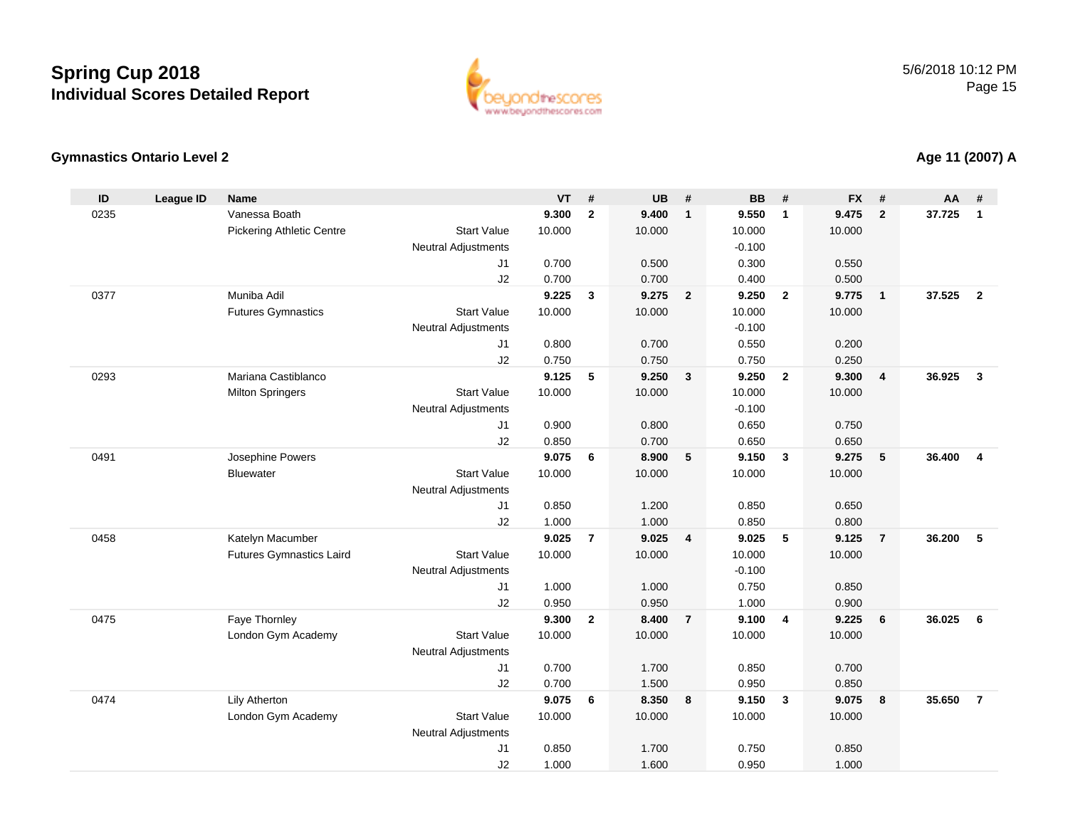# Spring Cup 2018
## Individual Scores Detailed Report

5/6/2018 10:12 PM

### Gymnastics Ontario Level 2

### Age 11 (2007) A

| ID | League ID | Name | | VT | # | UB | # | BB | # | FX | # | AA | # |
|---|---|---|---|---|---|---|---|---|---|---|---|---|---|
| 0235 | | Vanessa Boath | | **9.300** | **2** | **9.400** | **1** | **9.550** | **1** | **9.475** | **2** | **37.725** | **1** |
| | | Pickering Athletic Centre | Start Value | 10.000 | | 10.000 | | 10.000 | | 10.000 | | | |
| | | | Neutral Adjustments | | | | | -0.100 | | | | | |
| | | | J1 | 0.700 | | 0.500 | | 0.300 | | 0.550 | | | |
| | | | J2 | 0.700 | | 0.700 | | 0.400 | | 0.500 | | | |
| 0377 | | Muniba Adil | | **9.225** | **3** | **9.275** | **2** | **9.250** | **2** | **9.775** | **1** | **37.525** | **2** |
| | | Futures Gymnastics | Start Value | 10.000 | | 10.000 | | 10.000 | | 10.000 | | | |
| | | | Neutral Adjustments | | | | | -0.100 | | | | | |
| | | | J1 | 0.800 | | 0.700 | | 0.550 | | 0.200 | | | |
| | | | J2 | 0.750 | | 0.750 | | 0.750 | | 0.250 | | | |
| 0293 | | Mariana Castiblanco | | **9.125** | **5** | **9.250** | **3** | **9.250** | **2** | **9.300** | **4** | **36.925** | **3** |
| | | Milton Springers | Start Value | 10.000 | | 10.000 | | 10.000 | | 10.000 | | | |
| | | | Neutral Adjustments | | | | | -0.100 | | | | | |
| | | | J1 | 0.900 | | 0.800 | | 0.650 | | 0.750 | | | |
| | | | J2 | 0.850 | | 0.700 | | 0.650 | | 0.650 | | | |
| 0491 | | Josephine Powers | | **9.075** | **6** | **8.900** | **5** | **9.150** | **3** | **9.275** | **5** | **36.400** | **4** |
| | | Bluewater | Start Value | 10.000 | | 10.000 | | 10.000 | | 10.000 | | | |
| | | | Neutral Adjustments | | | | | | | | | | |
| | | | J1 | 0.850 | | 1.200 | | 0.850 | | 0.650 | | | |
| | | | J2 | 1.000 | | 1.000 | | 0.850 | | 0.800 | | | |
| 0458 | | Katelyn Macumber | | **9.025** | **7** | **9.025** | **4** | **9.025** | **5** | **9.125** | **7** | **36.200** | **5** |
| | | Futures Gymnastics Laird | Start Value | 10.000 | | 10.000 | | 10.000 | | 10.000 | | | |
| | | | Neutral Adjustments | | | | | -0.100 | | | | | |
| | | | J1 | 1.000 | | 1.000 | | 0.750 | | 0.850 | | | |
| | | | J2 | 0.950 | | 0.950 | | 1.000 | | 0.900 | | | |
| 0475 | | Faye Thornley | | **9.300** | **2** | **8.400** | **7** | **9.100** | **4** | **9.225** | **6** | **36.025** | **6** |
| | | London Gym Academy | Start Value | 10.000 | | 10.000 | | 10.000 | | 10.000 | | | |
| | | | Neutral Adjustments | | | | | | | | | | |
| | | | J1 | 0.700 | | 1.700 | | 0.850 | | 0.700 | | | |
| | | | J2 | 0.700 | | 1.500 | | 0.950 | | 0.850 | | | |
| 0474 | | Lily Atherton | | **9.075** | **6** | **8.350** | **8** | **9.150** | **3** | **9.075** | **8** | **35.650** | **7** |
| | | London Gym Academy | Start Value | 10.000 | | 10.000 | | 10.000 | | 10.000 | | | |
| | | | Neutral Adjustments | | | | | | | | | | |
| | | | J1 | 0.850 | | 1.700 | | 0.750 | | 0.850 | | | |
| | | | J2 | 1.000 | | 1.600 | | 0.950 | | 1.000 | | | |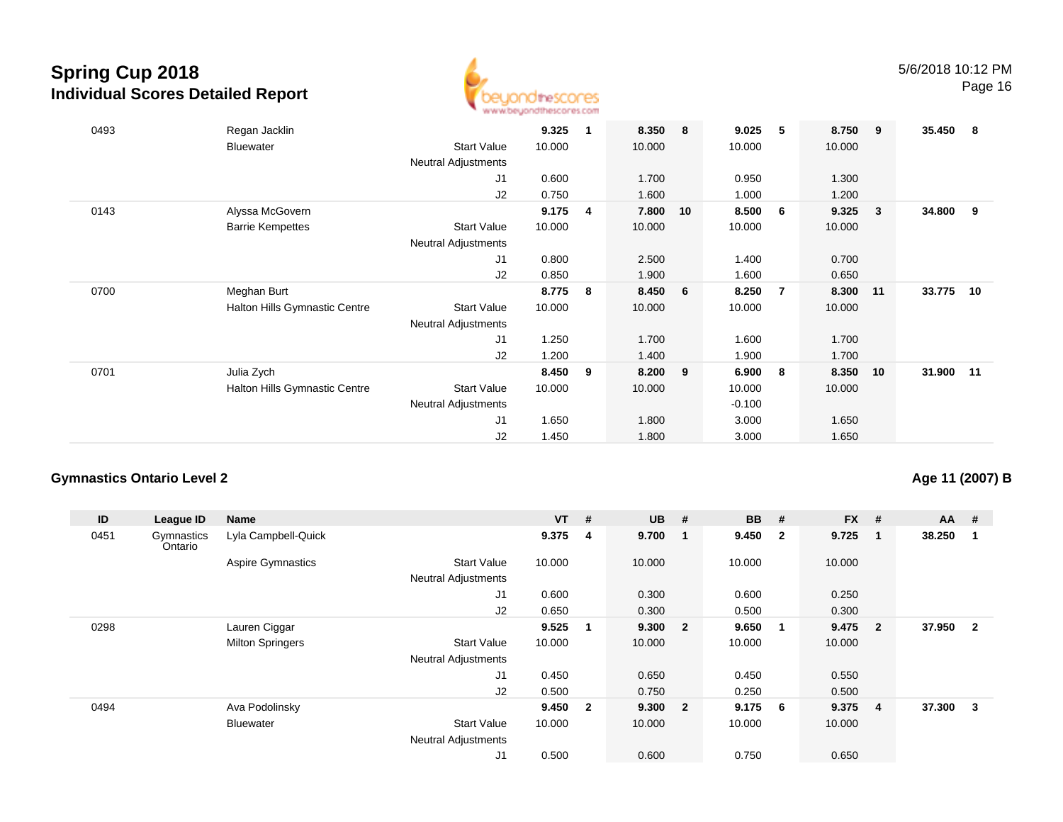| ID | League ID | Name | | VT | # | UB | # | BB | # | FX | # | AA | # |
|---|---|---|---|---|---|---|---|---|---|---|---|---|---|
| 0493 | | Regan Jacklin | | 9.325 | 1 | 8.350 | 8 | 9.025 | 5 | 8.750 | 9 | 35.450 | 8 |
| | | Bluewater | Start Value | 10.000 | | 10.000 | | 10.000 | | 10.000 | | | |
| | | | Neutral Adjustments | | | | | | | | | | |
| | | | J1 | 0.600 | | 1.700 | | 0.950 | | 1.300 | | | |
| | | | J2 | 0.750 | | 1.600 | | 1.000 | | 1.200 | | | |
| 0143 | | Alyssa McGovern | | 9.175 | 4 | 7.800 | 10 | 8.500 | 6 | 9.325 | 3 | 34.800 | 9 |
| | | Barrie Kempettes | Start Value | 10.000 | | 10.000 | | 10.000 | | 10.000 | | | |
| | | | Neutral Adjustments | | | | | | | | | | |
| | | | J1 | 0.800 | | 2.500 | | 1.400 | | 0.700 | | | |
| | | | J2 | 0.850 | | 1.900 | | 1.600 | | 0.650 | | | |
| 0700 | | Meghan Burt | | 8.775 | 8 | 8.450 | 6 | 8.250 | 7 | 8.300 | 11 | 33.775 | 10 |
| | | Halton Hills Gymnastic Centre | Start Value | 10.000 | | 10.000 | | 10.000 | | 10.000 | | | |
| | | | Neutral Adjustments | | | | | | | | | | |
| | | | J1 | 1.250 | | 1.700 | | 1.600 | | 1.700 | | | |
| | | | J2 | 1.200 | | 1.400 | | 1.900 | | 1.700 | | | |
| 0701 | | Julia Zych | | 8.450 | 9 | 8.200 | 9 | 6.900 | 8 | 8.350 | 10 | 31.900 | 11 |
| | | Halton Hills Gymnastic Centre | Start Value | 10.000 | | 10.000 | | 10.000 | | 10.000 | | | |
| | | | Neutral Adjustments | | | | | -0.100 | | | | | |
| | | | J1 | 1.650 | | 1.800 | | 3.000 | | 1.650 | | | |
| | | | J2 | 1.450 | | 1.800 | | 3.000 | | 1.650 | | | |

### Gymnastics Ontario Level 2

**Age 11 (2007) B**

| ID | League ID | Name | | VT | # | UB | # | BB | # | FX | # | AA | # |
|---|---|---|---|---|---|---|---|---|---|---|---|---|---|
| 0451 | Gymnastics Ontario | Lyla Campbell-Quick | | 9.375 | 4 | 9.700 | 1 | 9.450 | 2 | 9.725 | 1 | 38.250 | 1 |
| | | Aspire Gymnastics | Start Value | 10.000 | | 10.000 | | 10.000 | | 10.000 | | | |
| | | | Neutral Adjustments | | | | | | | | | | |
| | | | J1 | 0.600 | | 0.300 | | 0.600 | | 0.250 | | | |
| | | | J2 | 0.650 | | 0.300 | | 0.500 | | 0.300 | | | |
| 0298 | | Lauren Ciggar | | 9.525 | 1 | 9.300 | 2 | 9.650 | 1 | 9.475 | 2 | 37.950 | 2 |
| | | Milton Springers | Start Value | 10.000 | | 10.000 | | 10.000 | | 10.000 | | | |
| | | | Neutral Adjustments | | | | | | | | | | |
| | | | J1 | 0.450 | | 0.650 | | 0.450 | | 0.550 | | | |
| | | | J2 | 0.500 | | 0.750 | | 0.250 | | 0.500 | | | |
| 0494 | | Ava Podolinsky | | 9.450 | 2 | 9.300 | 2 | 9.175 | 6 | 9.375 | 4 | 37.300 | 3 |
| | | Bluewater | Start Value | 10.000 | | 10.000 | | 10.000 | | 10.000 | | | |
| | | | Neutral Adjustments | | | | | | | | | | |
| | | | J1 | 0.500 | | 0.600 | | 0.750 | | 0.650 | | | |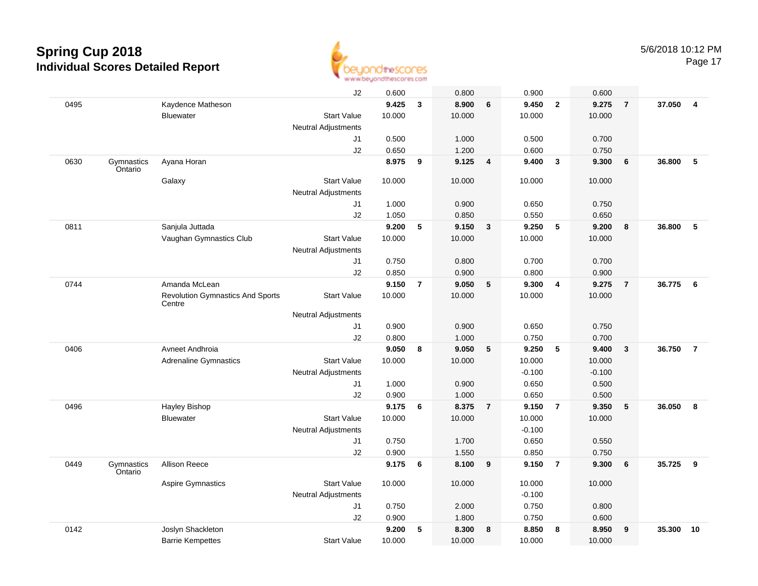# Spring Cup 2018
## Individual Scores Detailed Report

5/6/2018 10:12 PM

| | | | | | | | | | | | | | |
|---|---|---|---|---|---|---|---|---|---|---|---|---|---|
| | | | J2 | 0.600 | | 0.800 | | 0.900 | | 0.600 | | | |
| 0495 | | Kaydence Matheson | | **9.425** | **3** | **8.900** | **6** | **9.450** | **2** | **9.275** | **7** | **37.050** | **4** |
| | | Bluewater | Start Value | 10.000 | | 10.000 | | 10.000 | | 10.000 | | | |
| | | | Neutral Adjustments | | | | | | | | | | |
| | | | J1 | 0.500 | | 1.000 | | 0.500 | | 0.700 | | | |
| | | | J2 | 0.650 | | 1.200 | | 0.600 | | 0.750 | | | |
| 0630 | Gymnastics Ontario | Ayana Horan | | **8.975** | **9** | **9.125** | **4** | **9.400** | **3** | **9.300** | **6** | **36.800** | **5** |
| | | Galaxy | Start Value | 10.000 | | 10.000 | | 10.000 | | 10.000 | | | |
| | | | Neutral Adjustments | | | | | | | | | | |
| | | | J1 | 1.000 | | 0.900 | | 0.650 | | 0.750 | | | |
| | | | J2 | 1.050 | | 0.850 | | 0.550 | | 0.650 | | | |
| 0811 | | Sanjula Juttada | | **9.200** | **5** | **9.150** | **3** | **9.250** | **5** | **9.200** | **8** | **36.800** | **5** |
| | | Vaughan Gymnastics Club | Start Value | 10.000 | | 10.000 | | 10.000 | | 10.000 | | | |
| | | | Neutral Adjustments | | | | | | | | | | |
| | | | J1 | 0.750 | | 0.800 | | 0.700 | | 0.700 | | | |
| | | | J2 | 0.850 | | 0.900 | | 0.800 | | 0.900 | | | |
| 0744 | | Amanda McLean | | **9.150** | **7** | **9.050** | **5** | **9.300** | **4** | **9.275** | **7** | **36.775** | **6** |
| | | Revolution Gymnastics And Sports Centre | Start Value | 10.000 | | 10.000 | | 10.000 | | 10.000 | | | |
| | | | Neutral Adjustments | | | | | | | | | | |
| | | | J1 | 0.900 | | 0.900 | | 0.650 | | 0.750 | | | |
| | | | J2 | 0.800 | | 1.000 | | 0.750 | | 0.700 | | | |
| 0406 | | Avneet Andhroia | | **9.050** | **8** | **9.050** | **5** | **9.250** | **5** | **9.400** | **3** | **36.750** | **7** |
| | | Adrenaline Gymnastics | Start Value | 10.000 | | 10.000 | | 10.000 | | 10.000 | | | |
| | | | Neutral Adjustments | | | | | -0.100 | | -0.100 | | | |
| | | | J1 | 1.000 | | 0.900 | | 0.650 | | 0.500 | | | |
| | | | J2 | 0.900 | | 1.000 | | 0.650 | | 0.500 | | | |
| 0496 | | Hayley Bishop | | **9.175** | **6** | **8.375** | **7** | **9.150** | **7** | **9.350** | **5** | **36.050** | **8** |
| | | Bluewater | Start Value | 10.000 | | 10.000 | | 10.000 | | 10.000 | | | |
| | | | Neutral Adjustments | | | | | -0.100 | | | | | |
| | | | J1 | 0.750 | | 1.700 | | 0.650 | | 0.550 | | | |
| | | | J2 | 0.900 | | 1.550 | | 0.850 | | 0.750 | | | |
| 0449 | Gymnastics Ontario | Allison Reece | | **9.175** | **6** | **8.100** | **9** | **9.150** | **7** | **9.300** | **6** | **35.725** | **9** |
| | | Aspire Gymnastics | Start Value | 10.000 | | 10.000 | | 10.000 | | 10.000 | | | |
| | | | Neutral Adjustments | | | | | -0.100 | | | | | |
| | | | J1 | 0.750 | | 2.000 | | 0.750 | | 0.800 | | | |
| | | | J2 | 0.900 | | 1.800 | | 0.750 | | 0.600 | | | |
| 0142 | | Joslyn Shackleton | | **9.200** | **5** | **8.300** | **8** | **8.850** | **8** | **8.950** | **9** | **35.300** | **10** |
| | | Barrie Kempettes | Start Value | 10.000 | | 10.000 | | 10.000 | | 10.000 | | | |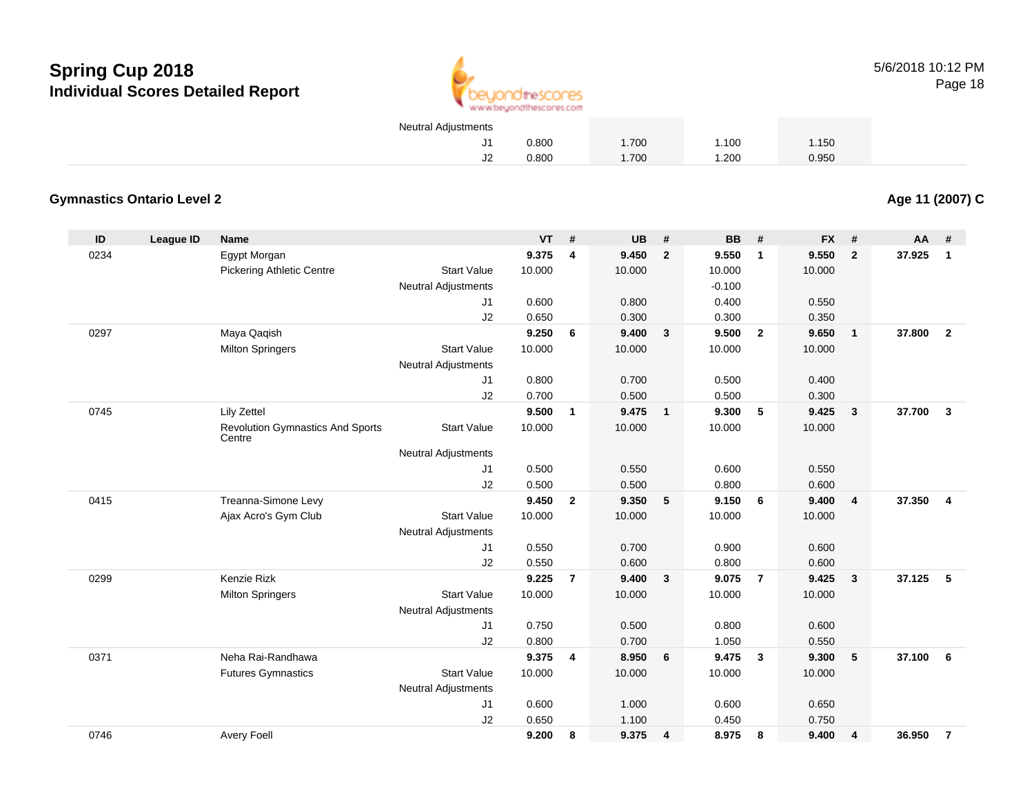# Spring Cup 2018
## Individual Scores Detailed Report

| | | | | | | | | | | | | | | |
|---|---|---|---|---|---|---|---|---|---|---|---|---|---|---|
| | | | Neutral Adjustments | | | | | | | | | | | |
| | | | J1 | 0.800 | | 1.700 | | 1.100 | | 1.150 | | | | |
| | | | J2 | 0.800 | | 1.700 | | 1.200 | | 0.950 | | | | |

### Gymnastics Ontario Level 2

**Age 11 (2007) C**

| ID | League ID | Name | | VT | # | UB | # | BB | # | FX | # | AA | # |
|---|---|---|---|---|---|---|---|---|---|---|---|---|---|
| 0234 | | Egypt Morgan | | **9.375** | **4** | **9.450** | **2** | **9.550** | **1** | **9.550** | **2** | **37.925** | **1** |
| | | Pickering Athletic Centre | Start Value | 10.000 | | 10.000 | | 10.000 | | 10.000 | | | |
| | | | Neutral Adjustments | | | | | -0.100 | | | | | |
| | | | J1 | 0.600 | | 0.800 | | 0.400 | | 0.550 | | | |
| | | | J2 | 0.650 | | 0.300 | | 0.300 | | 0.350 | | | |
| 0297 | | Maya Qaqish | | **9.250** | **6** | **9.400** | **3** | **9.500** | **2** | **9.650** | **1** | **37.800** | **2** |
| | | Milton Springers | Start Value | 10.000 | | 10.000 | | 10.000 | | 10.000 | | | |
| | | | Neutral Adjustments | | | | | | | | | | |
| | | | J1 | 0.800 | | 0.700 | | 0.500 | | 0.400 | | | |
| | | | J2 | 0.700 | | 0.500 | | 0.500 | | 0.300 | | | |
| 0745 | | Lily Zettel | | **9.500** | **1** | **9.475** | **1** | **9.300** | **5** | **9.425** | **3** | **37.700** | **3** |
| | | Revolution Gymnastics And Sports Centre | Start Value | 10.000 | | 10.000 | | 10.000 | | 10.000 | | | |
| | | | Neutral Adjustments | | | | | | | | | | |
| | | | J1 | 0.500 | | 0.550 | | 0.600 | | 0.550 | | | |
| | | | J2 | 0.500 | | 0.500 | | 0.800 | | 0.600 | | | |
| 0415 | | Treanna-Simone Levy | | **9.450** | **2** | **9.350** | **5** | **9.150** | **6** | **9.400** | **4** | **37.350** | **4** |
| | | Ajax Acro's Gym Club | Start Value | 10.000 | | 10.000 | | 10.000 | | 10.000 | | | |
| | | | Neutral Adjustments | | | | | | | | | | |
| | | | J1 | 0.550 | | 0.700 | | 0.900 | | 0.600 | | | |
| | | | J2 | 0.550 | | 0.600 | | 0.800 | | 0.600 | | | |
| 0299 | | Kenzie Rizk | | **9.225** | **7** | **9.400** | **3** | **9.075** | **7** | **9.425** | **3** | **37.125** | **5** |
| | | Milton Springers | Start Value | 10.000 | | 10.000 | | 10.000 | | 10.000 | | | |
| | | | Neutral Adjustments | | | | | | | | | | |
| | | | J1 | 0.750 | | 0.500 | | 0.800 | | 0.600 | | | |
| | | | J2 | 0.800 | | 0.700 | | 1.050 | | 0.550 | | | |
| 0371 | | Neha Rai-Randhawa | | **9.375** | **4** | **8.950** | **6** | **9.475** | **3** | **9.300** | **5** | **37.100** | **6** |
| | | Futures Gymnastics | Start Value | 10.000 | | 10.000 | | 10.000 | | 10.000 | | | |
| | | | Neutral Adjustments | | | | | | | | | | |
| | | | J1 | 0.600 | | 1.000 | | 0.600 | | 0.650 | | | |
| | | | J2 | 0.650 | | 1.100 | | 0.450 | | 0.750 | | | |
| 0746 | | Avery Foell | | **9.200** | **8** | **9.375** | **4** | **8.975** | **8** | **9.400** | **4** | **36.950** | **7** |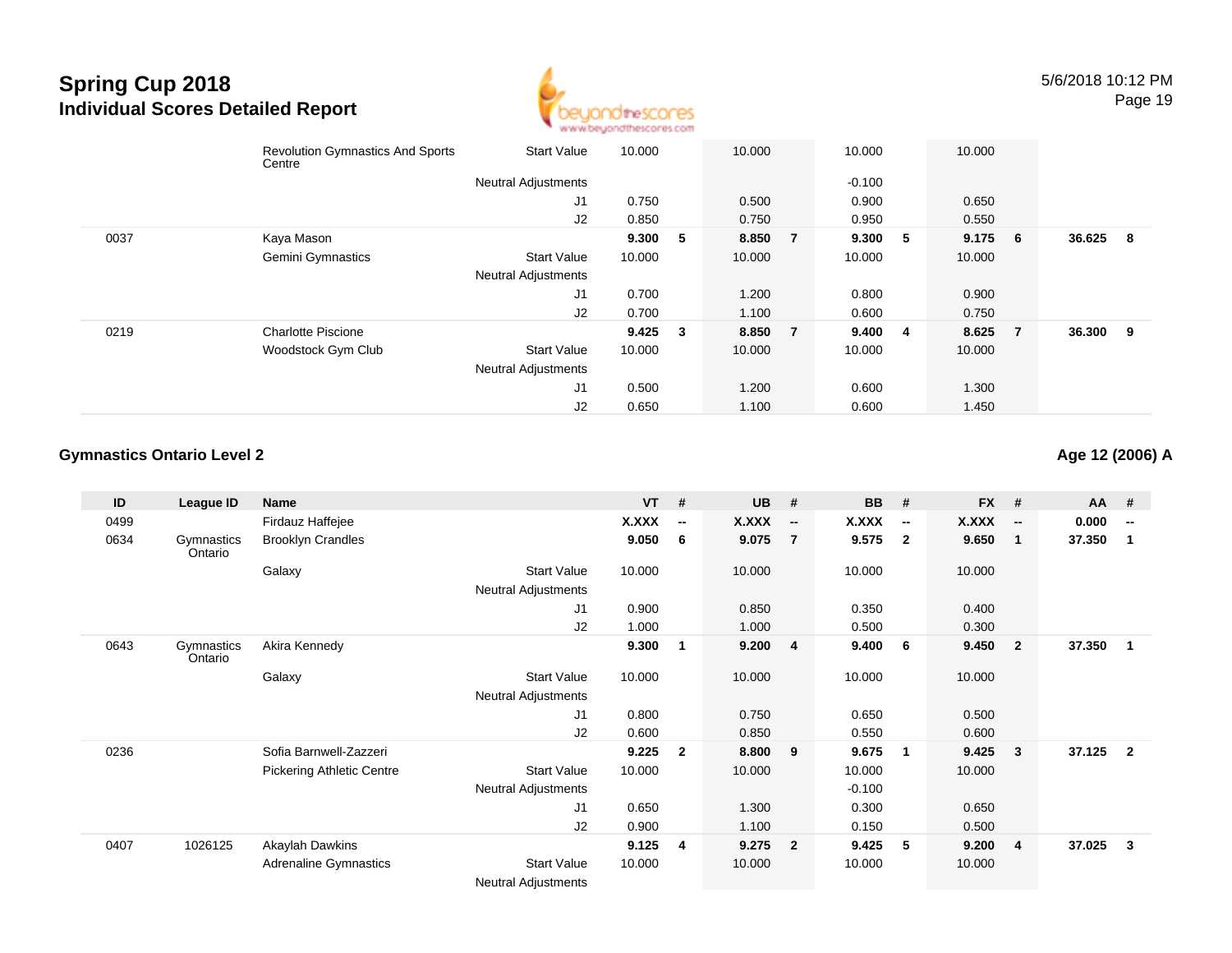# Spring Cup 2018
## Individual Scores Detailed Report

| ID | League ID | Name | | VT | # | UB | # | BB | # | FX | # | AA | # |
|---|---|---|---|---|---|---|---|---|---|---|---|---|---|
| | | Revolution Gymnastics And Sports Centre | Start Value | 10.000 | | 10.000 | | 10.000 | | 10.000 | | | |
| | | | Neutral Adjustments | | | | | -0.100 | | | | | |
| | | | J1 | 0.750 | | 0.500 | | 0.900 | | 0.650 | | | |
| | | | J2 | 0.850 | | 0.750 | | 0.950 | | 0.550 | | | |
| 0037 | | Kaya Mason | | **9.300** | **5** | **8.850** | **7** | **9.300** | **5** | **9.175** | **6** | **36.625** | **8** |
| | | Gemini Gymnastics | Start Value | 10.000 | | 10.000 | | 10.000 | | 10.000 | | | |
| | | | Neutral Adjustments | | | | | | | | | | |
| | | | J1 | 0.700 | | 1.200 | | 0.800 | | 0.900 | | | |
| | | | J2 | 0.700 | | 1.100 | | 0.600 | | 0.750 | | | |
| 0219 | | Charlotte Piscione | | **9.425** | **3** | **8.850** | **7** | **9.400** | **4** | **8.625** | **7** | **36.300** | **9** |
| | | Woodstock Gym Club | Start Value | 10.000 | | 10.000 | | 10.000 | | 10.000 | | | |
| | | | Neutral Adjustments | | | | | | | | | | |
| | | | J1 | 0.500 | | 1.200 | | 0.600 | | 1.300 | | | |
| | | | J2 | 0.650 | | 1.100 | | 0.600 | | 1.450 | | | |

### Gymnastics Ontario Level 2

**Age 12 (2006) A**

| ID | League ID | Name | | VT | # | UB | # | BB | # | FX | # | AA | # |
|---|---|---|---|---|---|---|---|---|---|---|---|---|---|
| 0499 | | Firdauz Haffejee | | **X.XXX** | **--** | **X.XXX** | **--** | **X.XXX** | **--** | **X.XXX** | **--** | **0.000** | **--** |
| 0634 | Gymnastics Ontario | Brooklyn Crandles | | **9.050** | **6** | **9.075** | **7** | **9.575** | **2** | **9.650** | **1** | **37.350** | **1** |
| | | Galaxy | Start Value | 10.000 | | 10.000 | | 10.000 | | 10.000 | | | |
| | | | Neutral Adjustments | | | | | | | | | | |
| | | | J1 | 0.900 | | 0.850 | | 0.350 | | 0.400 | | | |
| | | | J2 | 1.000 | | 1.000 | | 0.500 | | 0.300 | | | |
| 0643 | Gymnastics Ontario | Akira Kennedy | | **9.300** | **1** | **9.200** | **4** | **9.400** | **6** | **9.450** | **2** | **37.350** | **1** |
| | | Galaxy | Start Value | 10.000 | | 10.000 | | 10.000 | | 10.000 | | | |
| | | | Neutral Adjustments | | | | | | | | | | |
| | | | J1 | 0.800 | | 0.750 | | 0.650 | | 0.500 | | | |
| | | | J2 | 0.600 | | 0.850 | | 0.550 | | 0.600 | | | |
| 0236 | | Sofia Barnwell-Zazzeri | | **9.225** | **2** | **8.800** | **9** | **9.675** | **1** | **9.425** | **3** | **37.125** | **2** |
| | | Pickering Athletic Centre | Start Value | 10.000 | | 10.000 | | 10.000 | | 10.000 | | | |
| | | | Neutral Adjustments | | | | | -0.100 | | | | | |
| | | | J1 | 0.650 | | 1.300 | | 0.300 | | 0.650 | | | |
| | | | J2 | 0.900 | | 1.100 | | 0.150 | | 0.500 | | | |
| 0407 | 1026125 | Akaylah Dawkins | | **9.125** | **4** | **9.275** | **2** | **9.425** | **5** | **9.200** | **4** | **37.025** | **3** |
| | | Adrenaline Gymnastics | Start Value | 10.000 | | 10.000 | | 10.000 | | 10.000 | | | |
| | | | Neutral Adjustments | | | | | | | | | | |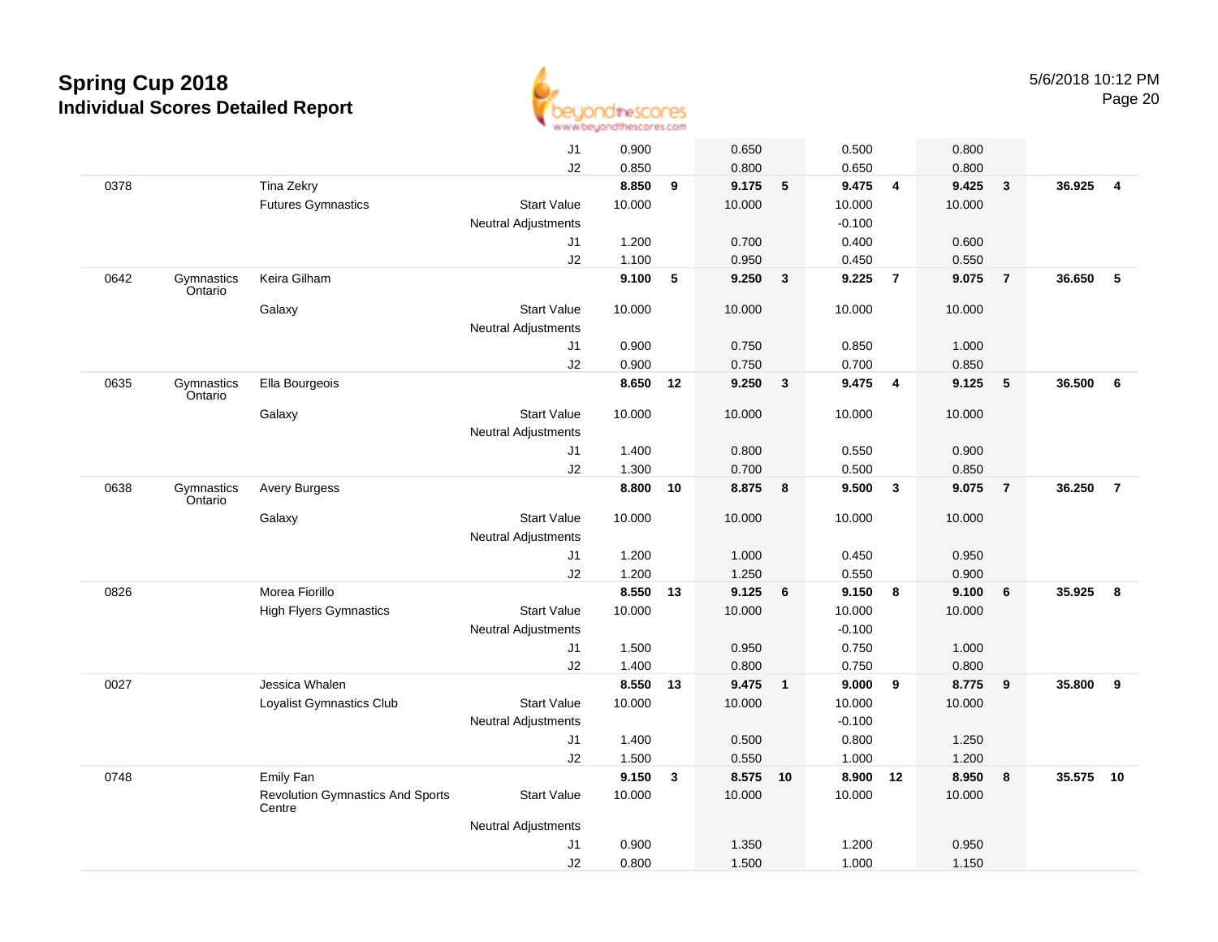# Spring Cup 2018
## Individual Scores Detailed Report

| | | | | | | | | | | | | | |
|---|---|---|---|---|---|---|---|---|---|---|---|---|---|
| | | | J1 | 0.900 | | 0.650 | | 0.500 | | 0.800 | | | |
| | | | J2 | 0.850 | | 0.800 | | 0.650 | | 0.800 | | | |
| 0378 | | Tina Zekry | | **8.850** | **9** | **9.175** | **5** | **9.475** | **4** | **9.425** | **3** | **36.925** | **4** |
| | | Futures Gymnastics | Start Value | 10.000 | | 10.000 | | 10.000 | | 10.000 | | | |
| | | | Neutral Adjustments | | | | | -0.100 | | | | | |
| | | | J1 | 1.200 | | 0.700 | | 0.400 | | 0.600 | | | |
| | | | J2 | 1.100 | | 0.950 | | 0.450 | | 0.550 | | | |
| 0642 | Gymnastics Ontario | Keira Gilham | | **9.100** | **5** | **9.250** | **3** | **9.225** | **7** | **9.075** | **7** | **36.650** | **5** |
| | | Galaxy | Start Value | 10.000 | | 10.000 | | 10.000 | | 10.000 | | | |
| | | | Neutral Adjustments | | | | | | | | | | |
| | | | J1 | 0.900 | | 0.750 | | 0.850 | | 1.000 | | | |
| | | | J2 | 0.900 | | 0.750 | | 0.700 | | 0.850 | | | |
| 0635 | Gymnastics Ontario | Ella Bourgeois | | **8.650** | **12** | **9.250** | **3** | **9.475** | **4** | **9.125** | **5** | **36.500** | **6** |
| | | Galaxy | Start Value | 10.000 | | 10.000 | | 10.000 | | 10.000 | | | |
| | | | Neutral Adjustments | | | | | | | | | | |
| | | | J1 | 1.400 | | 0.800 | | 0.550 | | 0.900 | | | |
| | | | J2 | 1.300 | | 0.700 | | 0.500 | | 0.850 | | | |
| 0638 | Gymnastics Ontario | Avery Burgess | | **8.800** | **10** | **8.875** | **8** | **9.500** | **3** | **9.075** | **7** | **36.250** | **7** |
| | | Galaxy | Start Value | 10.000 | | 10.000 | | 10.000 | | 10.000 | | | |
| | | | Neutral Adjustments | | | | | | | | | | |
| | | | J1 | 1.200 | | 1.000 | | 0.450 | | 0.950 | | | |
| | | | J2 | 1.200 | | 1.250 | | 0.550 | | 0.900 | | | |
| 0826 | | Morea Fiorillo | | **8.550** | **13** | **9.125** | **6** | **9.150** | **8** | **9.100** | **6** | **35.925** | **8** |
| | | High Flyers Gymnastics | Start Value | 10.000 | | 10.000 | | 10.000 | | 10.000 | | | |
| | | | Neutral Adjustments | | | | | -0.100 | | | | | |
| | | | J1 | 1.500 | | 0.950 | | 0.750 | | 1.000 | | | |
| | | | J2 | 1.400 | | 0.800 | | 0.750 | | 0.800 | | | |
| 0027 | | Jessica Whalen | | **8.550** | **13** | **9.475** | **1** | **9.000** | **9** | **8.775** | **9** | **35.800** | **9** |
| | | Loyalist Gymnastics Club | Start Value | 10.000 | | 10.000 | | 10.000 | | 10.000 | | | |
| | | | Neutral Adjustments | | | | | -0.100 | | | | | |
| | | | J1 | 1.400 | | 0.500 | | 0.800 | | 1.250 | | | |
| | | | J2 | 1.500 | | 0.550 | | 1.000 | | 1.200 | | | |
| 0748 | | Emily Fan | | **9.150** | **3** | **8.575** | **10** | **8.900** | **12** | **8.950** | **8** | **35.575** | **10** |
| | | Revolution Gymnastics And Sports Centre | Start Value | 10.000 | | 10.000 | | 10.000 | | 10.000 | | | |
| | | | Neutral Adjustments | | | | | | | | | | |
| | | | J1 | 0.900 | | 1.350 | | 1.200 | | 0.950 | | | |
| | | | J2 | 0.800 | | 1.500 | | 1.000 | | 1.150 | | | |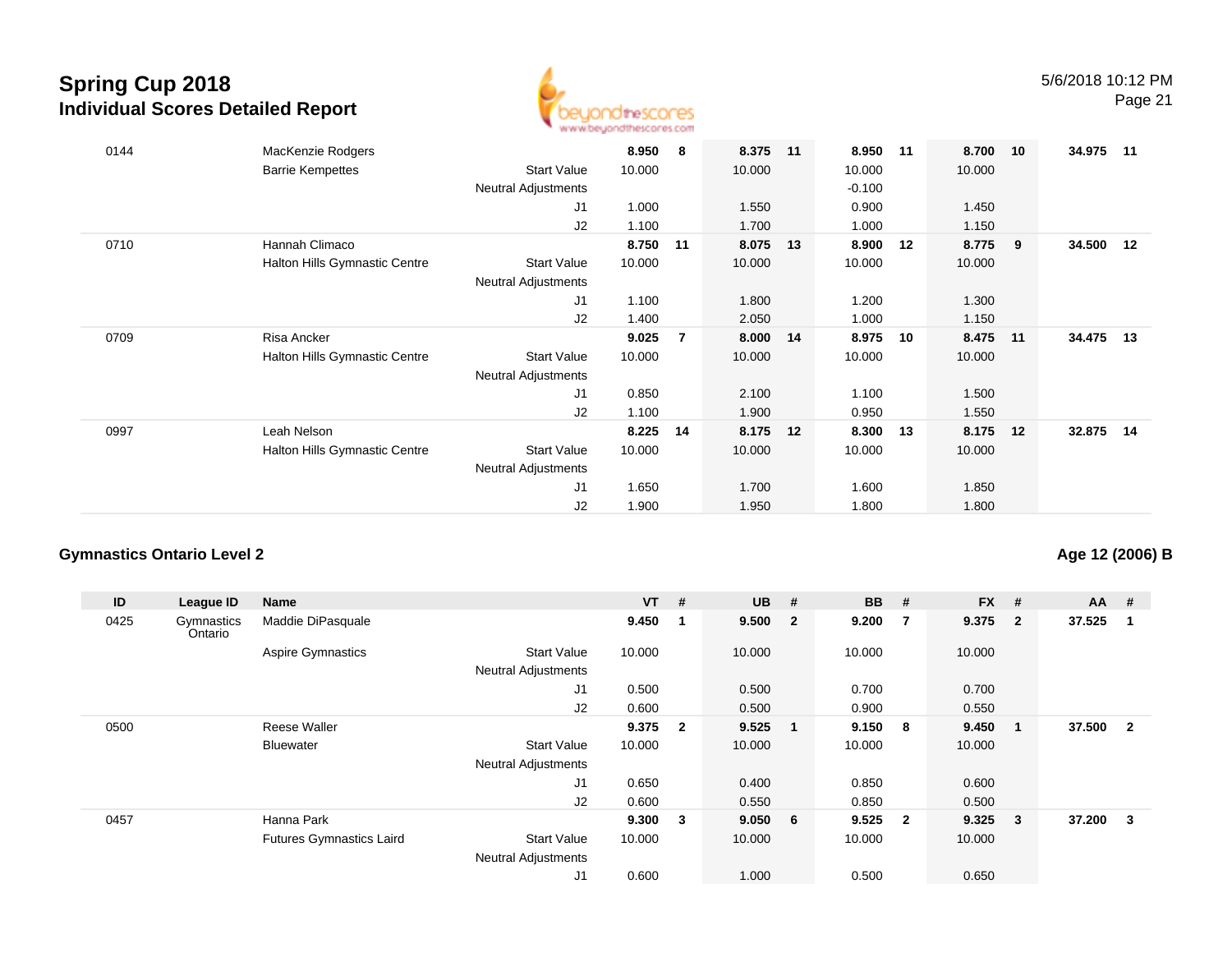## Spring Cup 2018
## Individual Scores Detailed Report

5/6/2018 10:12 PM

| ID | League ID | Name | | VT | # | UB | # | BB | # | FX | # | AA | # |
|---|---|---|---|---|---|---|---|---|---|---|---|---|---|
| 0144 | | MacKenzie Rodgers | | 8.950 | 8 | 8.375 | 11 | 8.950 | 11 | 8.700 | 10 | 34.975 | 11 |
| | | Barrie Kempettes | Start Value | 10.000 | | 10.000 | | 10.000 | | 10.000 | | | |
| | | | Neutral Adjustments | | | | | -0.100 | | | | | |
| | | | J1 | 1.000 | | 1.550 | | 0.900 | | 1.450 | | | |
| | | | J2 | 1.100 | | 1.700 | | 1.000 | | 1.150 | | | |
| 0710 | | Hannah Climaco | | 8.750 | 11 | 8.075 | 13 | 8.900 | 12 | 8.775 | 9 | 34.500 | 12 |
| | | Halton Hills Gymnastic Centre | Start Value | 10.000 | | 10.000 | | 10.000 | | 10.000 | | | |
| | | | Neutral Adjustments | | | | | | | | | | |
| | | | J1 | 1.100 | | 1.800 | | 1.200 | | 1.300 | | | |
| | | | J2 | 1.400 | | 2.050 | | 1.000 | | 1.150 | | | |
| 0709 | | Risa Ancker | | 9.025 | 7 | 8.000 | 14 | 8.975 | 10 | 8.475 | 11 | 34.475 | 13 |
| | | Halton Hills Gymnastic Centre | Start Value | 10.000 | | 10.000 | | 10.000 | | 10.000 | | | |
| | | | Neutral Adjustments | | | | | | | | | | |
| | | | J1 | 0.850 | | 2.100 | | 1.100 | | 1.500 | | | |
| | | | J2 | 1.100 | | 1.900 | | 0.950 | | 1.550 | | | |
| 0997 | | Leah Nelson | | 8.225 | 14 | 8.175 | 12 | 8.300 | 13 | 8.175 | 12 | 32.875 | 14 |
| | | Halton Hills Gymnastic Centre | Start Value | 10.000 | | 10.000 | | 10.000 | | 10.000 | | | |
| | | | Neutral Adjustments | | | | | | | | | | |
| | | | J1 | 1.650 | | 1.700 | | 1.600 | | 1.850 | | | |
| | | | J2 | 1.900 | | 1.950 | | 1.800 | | 1.800 | | | |

### Gymnastics Ontario Level 2

**Age 12 (2006) B**

| ID | League ID | Name | | VT | # | UB | # | BB | # | FX | # | AA | # |
|---|---|---|---|---|---|---|---|---|---|---|---|---|---|
| 0425 | Gymnastics Ontario | Maddie DiPasquale | | 9.450 | 1 | 9.500 | 2 | 9.200 | 7 | 9.375 | 2 | 37.525 | 1 |
| | | Aspire Gymnastics | Start Value | 10.000 | | 10.000 | | 10.000 | | 10.000 | | | |
| | | | Neutral Adjustments | | | | | | | | | | |
| | | | J1 | 0.500 | | 0.500 | | 0.700 | | 0.700 | | | |
| | | | J2 | 0.600 | | 0.500 | | 0.900 | | 0.550 | | | |
| 0500 | | Reese Waller | | 9.375 | 2 | 9.525 | 1 | 9.150 | 8 | 9.450 | 1 | 37.500 | 2 |
| | | Bluewater | Start Value | 10.000 | | 10.000 | | 10.000 | | 10.000 | | | |
| | | | Neutral Adjustments | | | | | | | | | | |
| | | | J1 | 0.650 | | 0.400 | | 0.850 | | 0.600 | | | |
| | | | J2 | 0.600 | | 0.550 | | 0.850 | | 0.500 | | | |
| 0457 | | Hanna Park | | 9.300 | 3 | 9.050 | 6 | 9.525 | 2 | 9.325 | 3 | 37.200 | 3 |
| | | Futures Gymnastics Laird | Start Value | 10.000 | | 10.000 | | 10.000 | | 10.000 | | | |
| | | | Neutral Adjustments | | | | | | | | | | |
| | | | J1 | 0.600 | | 1.000 | | 0.500 | | 0.650 | | | |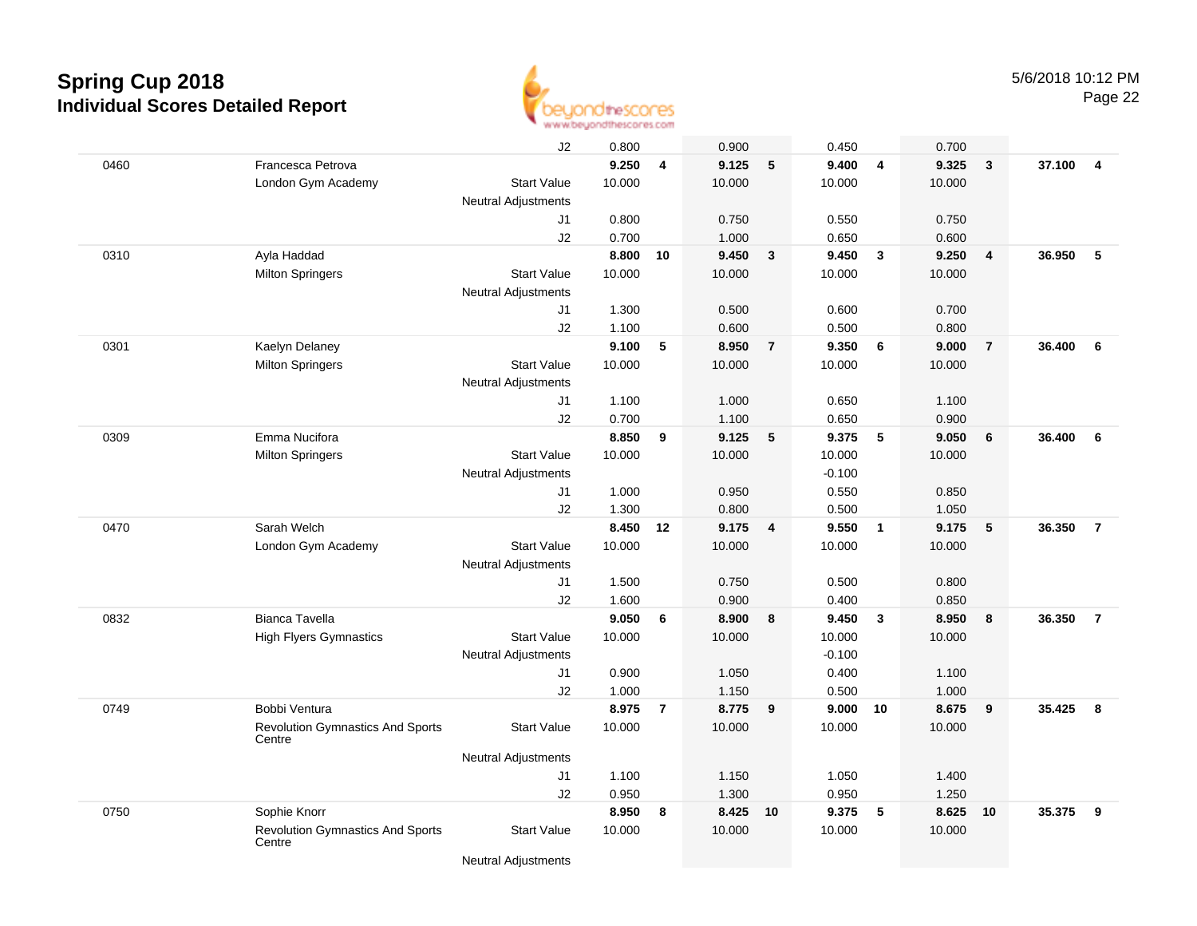# Spring Cup 2018
## Individual Scores Detailed Report

5/6/2018 10:12 PM

| | | | | | | | | | | | | |
|---|---|---|---|---|---|---|---|---|---|---|---|---|
| | | J2 | 0.800 | | 0.900 | | 0.450 | | 0.700 | | | |
| 0460 | Francesca Petrova | | **9.250** | **4** | **9.125** | **5** | **9.400** | **4** | **9.325** | **3** | **37.100** | **4** |
| | London Gym Academy | Start Value | 10.000 | | 10.000 | | 10.000 | | 10.000 | | | |
| | | Neutral Adjustments | | | | | | | | | | |
| | | J1 | 0.800 | | 0.750 | | 0.550 | | 0.750 | | | |
| | | J2 | 0.700 | | 1.000 | | 0.650 | | 0.600 | | | |
| 0310 | Ayla Haddad | | **8.800** | **10** | **9.450** | **3** | **9.450** | **3** | **9.250** | **4** | **36.950** | **5** |
| | Milton Springers | Start Value | 10.000 | | 10.000 | | 10.000 | | 10.000 | | | |
| | | Neutral Adjustments | | | | | | | | | | |
| | | J1 | 1.300 | | 0.500 | | 0.600 | | 0.700 | | | |
| | | J2 | 1.100 | | 0.600 | | 0.500 | | 0.800 | | | |
| 0301 | Kaelyn Delaney | | **9.100** | **5** | **8.950** | **7** | **9.350** | **6** | **9.000** | **7** | **36.400** | **6** |
| | Milton Springers | Start Value | 10.000 | | 10.000 | | 10.000 | | 10.000 | | | |
| | | Neutral Adjustments | | | | | | | | | | |
| | | J1 | 1.100 | | 1.000 | | 0.650 | | 1.100 | | | |
| | | J2 | 0.700 | | 1.100 | | 0.650 | | 0.900 | | | |
| 0309 | Emma Nucifora | | **8.850** | **9** | **9.125** | **5** | **9.375** | **5** | **9.050** | **6** | **36.400** | **6** |
| | Milton Springers | Start Value | 10.000 | | 10.000 | | 10.000 | | 10.000 | | | |
| | | Neutral Adjustments | | | | | -0.100 | | | | | |
| | | J1 | 1.000 | | 0.950 | | 0.550 | | 0.850 | | | |
| | | J2 | 1.300 | | 0.800 | | 0.500 | | 1.050 | | | |
| 0470 | Sarah Welch | | **8.450** | **12** | **9.175** | **4** | **9.550** | **1** | **9.175** | **5** | **36.350** | **7** |
| | London Gym Academy | Start Value | 10.000 | | 10.000 | | 10.000 | | 10.000 | | | |
| | | Neutral Adjustments | | | | | | | | | | |
| | | J1 | 1.500 | | 0.750 | | 0.500 | | 0.800 | | | |
| | | J2 | 1.600 | | 0.900 | | 0.400 | | 0.850 | | | |
| 0832 | Bianca Tavella | | **9.050** | **6** | **8.900** | **8** | **9.450** | **3** | **8.950** | **8** | **36.350** | **7** |
| | High Flyers Gymnastics | Start Value | 10.000 | | 10.000 | | 10.000 | | 10.000 | | | |
| | | Neutral Adjustments | | | | | -0.100 | | | | | |
| | | J1 | 0.900 | | 1.050 | | 0.400 | | 1.100 | | | |
| | | J2 | 1.000 | | 1.150 | | 0.500 | | 1.000 | | | |
| 0749 | Bobbi Ventura | | **8.975** | **7** | **8.775** | **9** | **9.000** | **10** | **8.675** | **9** | **35.425** | **8** |
| | Revolution Gymnastics And Sports Centre | Start Value | 10.000 | | 10.000 | | 10.000 | | 10.000 | | | |
| | | Neutral Adjustments | | | | | | | | | | |
| | | J1 | 1.100 | | 1.150 | | 1.050 | | 1.400 | | | |
| | | J2 | 0.950 | | 1.300 | | 0.950 | | 1.250 | | | |
| 0750 | Sophie Knorr | | **8.950** | **8** | **8.425** | **10** | **9.375** | **5** | **8.625** | **10** | **35.375** | **9** |
| | Revolution Gymnastics And Sports Centre | Start Value | 10.000 | | 10.000 | | 10.000 | | 10.000 | | | |
| | | Neutral Adjustments | | | | | | | | | | |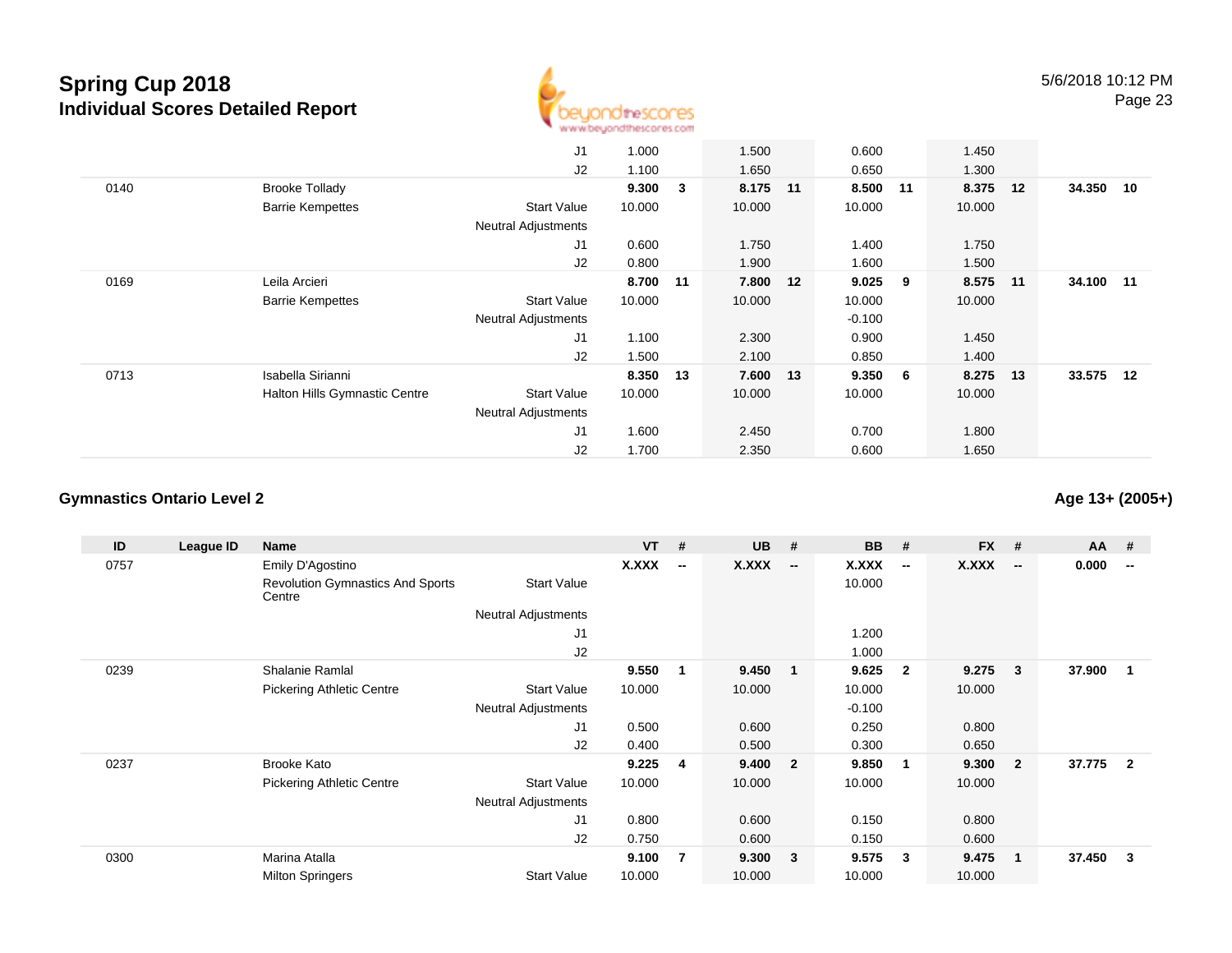# Spring Cup 2018

## Individual Scores Detailed Report

5/6/2018 10:12 PM

| ID | League ID | Name | | VT | # | UB | # | BB | # | FX | # | AA | # |
|---|---|---|---|---|---|---|---|---|---|---|---|---|---|
| | | | J1 | 1.000 | | 1.500 | | 0.600 | | 1.450 | | | |
| | | | J2 | 1.100 | | 1.650 | | 0.650 | | 1.300 | | | |
| 0140 | | Brooke Tollady | | **9.300** | **3** | **8.175** | **11** | **8.500** | **11** | **8.375** | **12** | **34.350** | **10** |
| | | Barrie Kempettes | Start Value | 10.000 | | 10.000 | | 10.000 | | 10.000 | | | |
| | | | Neutral Adjustments | | | | | | | | | | |
| | | | J1 | 0.600 | | 1.750 | | 1.400 | | 1.750 | | | |
| | | | J2 | 0.800 | | 1.900 | | 1.600 | | 1.500 | | | |
| 0169 | | Leila Arcieri | | **8.700** | **11** | **7.800** | **12** | **9.025** | **9** | **8.575** | **11** | **34.100** | **11** |
| | | Barrie Kempettes | Start Value | 10.000 | | 10.000 | | 10.000 | | 10.000 | | | |
| | | | Neutral Adjustments | | | | | -0.100 | | | | | |
| | | | J1 | 1.100 | | 2.300 | | 0.900 | | 1.450 | | | |
| | | | J2 | 1.500 | | 2.100 | | 0.850 | | 1.400 | | | |
| 0713 | | Isabella Sirianni | | **8.350** | **13** | **7.600** | **13** | **9.350** | **6** | **8.275** | **13** | **33.575** | **12** |
| | | Halton Hills Gymnastic Centre | Start Value | 10.000 | | 10.000 | | 10.000 | | 10.000 | | | |
| | | | Neutral Adjustments | | | | | | | | | | |
| | | | J1 | 1.600 | | 2.450 | | 0.700 | | 1.800 | | | |
| | | | J2 | 1.700 | | 2.350 | | 0.600 | | 1.650 | | | |

### Gymnastics Ontario Level 2

**Age 13+ (2005+)**

| ID | League ID | Name | | VT | # | UB | # | BB | # | FX | # | AA | # |
|---|---|---|---|---|---|---|---|---|---|---|---|---|---|
| 0757 | | Emily D'Agostino | | **X.XXX** | **--** | **X.XXX** | **--** | **X.XXX** | **--** | **X.XXX** | **--** | **0.000** | **--** |
| | | Revolution Gymnastics And Sports Centre | Start Value | | | | | 10.000 | | | | | |
| | | | Neutral Adjustments | | | | | | | | | | |
| | | | J1 | | | | | 1.200 | | | | | |
| | | | J2 | | | | | 1.000 | | | | | |
| 0239 | | Shalanie Ramlal | | **9.550** | **1** | **9.450** | **1** | **9.625** | **2** | **9.275** | **3** | **37.900** | **1** |
| | | Pickering Athletic Centre | Start Value | 10.000 | | 10.000 | | 10.000 | | 10.000 | | | |
| | | | Neutral Adjustments | | | | | -0.100 | | | | | |
| | | | J1 | 0.500 | | 0.600 | | 0.250 | | 0.800 | | | |
| | | | J2 | 0.400 | | 0.500 | | 0.300 | | 0.650 | | | |
| 0237 | | Brooke Kato | | **9.225** | **4** | **9.400** | **2** | **9.850** | **1** | **9.300** | **2** | **37.775** | **2** |
| | | Pickering Athletic Centre | Start Value | 10.000 | | 10.000 | | 10.000 | | 10.000 | | | |
| | | | Neutral Adjustments | | | | | | | | | | |
| | | | J1 | 0.800 | | 0.600 | | 0.150 | | 0.800 | | | |
| | | | J2 | 0.750 | | 0.600 | | 0.150 | | 0.600 | | | |
| 0300 | | Marina Atalla | | **9.100** | **7** | **9.300** | **3** | **9.575** | **3** | **9.475** | **1** | **37.450** | **3** |
| | | Milton Springers | Start Value | 10.000 | | 10.000 | | 10.000 | | 10.000 | | | |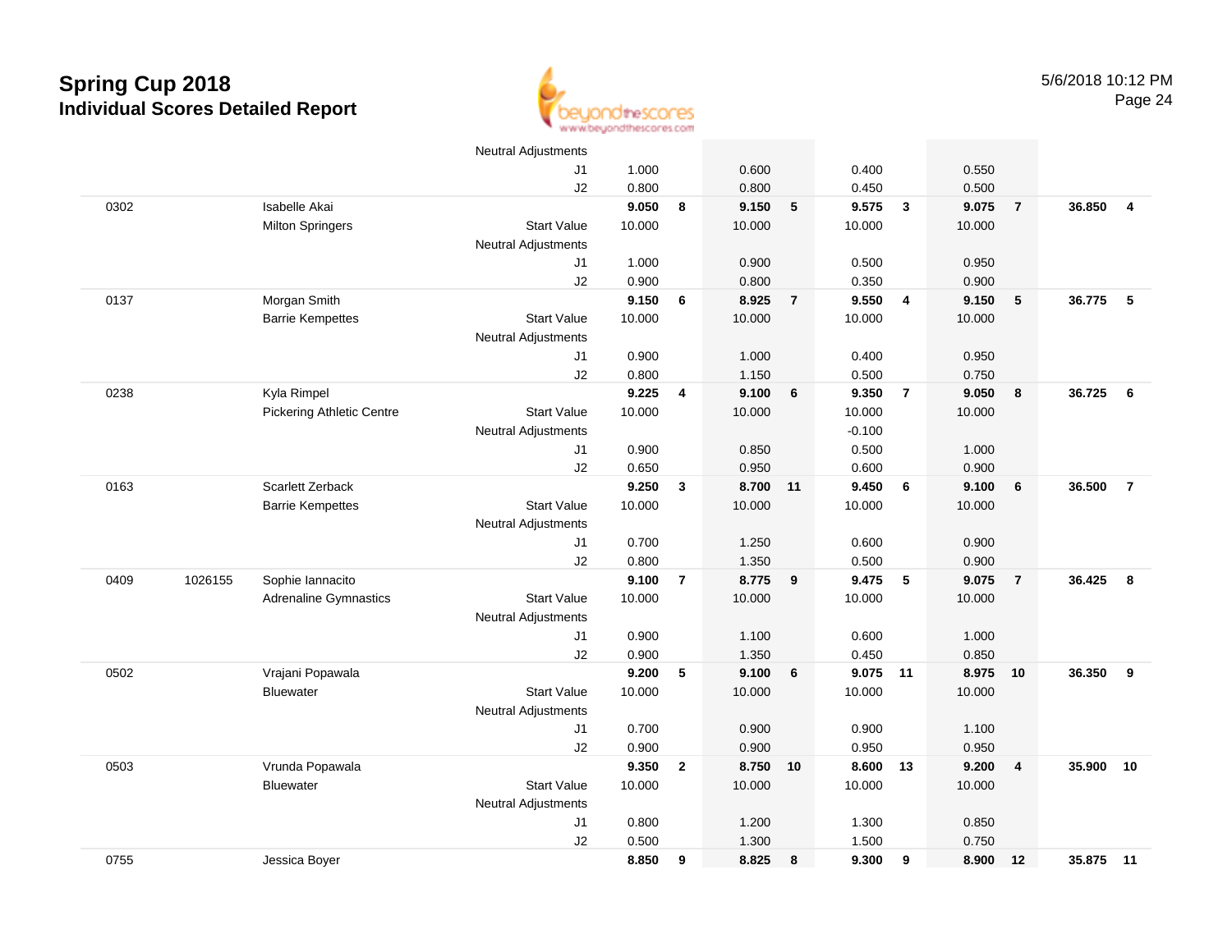# Spring Cup 2018
## Individual Scores Detailed Report

5/6/2018 10:12 PM

| | | | | | | | | | | | | | | |
|---|---|---|---|---|---|---|---|---|---|---|---|---|---|---|
| | | | Neutral Adjustments | | | | | | | | | | | |
| | | | J1 | 1.000 | | 0.600 | | 0.400 | | 0.550 | | | | |
| | | | J2 | 0.800 | | 0.800 | | 0.450 | | 0.500 | | | | |
| 0302 | | Isabelle Akai | | 9.050 | 8 | 9.150 | 5 | 9.575 | 3 | 9.075 | 7 | 36.850 | 4 | |
| | | Milton Springers | Start Value | 10.000 | | 10.000 | | 10.000 | | 10.000 | | | | |
| | | | Neutral Adjustments | | | | | | | | | | | |
| | | | J1 | 1.000 | | 0.900 | | 0.500 | | 0.950 | | | | |
| | | | J2 | 0.900 | | 0.800 | | 0.350 | | 0.900 | | | | |
| 0137 | | Morgan Smith | | 9.150 | 6 | 8.925 | 7 | 9.550 | 4 | 9.150 | 5 | 36.775 | 5 | |
| | | Barrie Kempettes | Start Value | 10.000 | | 10.000 | | 10.000 | | 10.000 | | | | |
| | | | Neutral Adjustments | | | | | | | | | | | |
| | | | J1 | 0.900 | | 1.000 | | 0.400 | | 0.950 | | | | |
| | | | J2 | 0.800 | | 1.150 | | 0.500 | | 0.750 | | | | |
| 0238 | | Kyla Rimpel | | 9.225 | 4 | 9.100 | 6 | 9.350 | 7 | 9.050 | 8 | 36.725 | 6 | |
| | | Pickering Athletic Centre | Start Value | 10.000 | | 10.000 | | 10.000 | | 10.000 | | | | |
| | | | Neutral Adjustments | | | | | -0.100 | | | | | | |
| | | | J1 | 0.900 | | 0.850 | | 0.500 | | 1.000 | | | | |
| | | | J2 | 0.650 | | 0.950 | | 0.600 | | 0.900 | | | | |
| 0163 | | Scarlett Zerback | | 9.250 | 3 | 8.700 | 11 | 9.450 | 6 | 9.100 | 6 | 36.500 | 7 | |
| | | Barrie Kempettes | Start Value | 10.000 | | 10.000 | | 10.000 | | 10.000 | | | | |
| | | | Neutral Adjustments | | | | | | | | | | | |
| | | | J1 | 0.700 | | 1.250 | | 0.600 | | 0.900 | | | | |
| | | | J2 | 0.800 | | 1.350 | | 0.500 | | 0.900 | | | | |
| 0409 | 1026155 | Sophie Iannacito | | 9.100 | 7 | 8.775 | 9 | 9.475 | 5 | 9.075 | 7 | 36.425 | 8 | |
| | | Adrenaline Gymnastics | Start Value | 10.000 | | 10.000 | | 10.000 | | 10.000 | | | | |
| | | | Neutral Adjustments | | | | | | | | | | | |
| | | | J1 | 0.900 | | 1.100 | | 0.600 | | 1.000 | | | | |
| | | | J2 | 0.900 | | 1.350 | | 0.450 | | 0.850 | | | | |
| 0502 | | Vrajani Popawala | | 9.200 | 5 | 9.100 | 6 | 9.075 | 11 | 8.975 | 10 | 36.350 | 9 | |
| | | Bluewater | Start Value | 10.000 | | 10.000 | | 10.000 | | 10.000 | | | | |
| | | | Neutral Adjustments | | | | | | | | | | | |
| | | | J1 | 0.700 | | 0.900 | | 0.900 | | 1.100 | | | | |
| | | | J2 | 0.900 | | 0.900 | | 0.950 | | 0.950 | | | | |
| 0503 | | Vrunda Popawala | | 9.350 | 2 | 8.750 | 10 | 8.600 | 13 | 9.200 | 4 | 35.900 | 10 | |
| | | Bluewater | Start Value | 10.000 | | 10.000 | | 10.000 | | 10.000 | | | | |
| | | | Neutral Adjustments | | | | | | | | | | | |
| | | | J1 | 0.800 | | 1.200 | | 1.300 | | 0.850 | | | | |
| | | | J2 | 0.500 | | 1.300 | | 1.500 | | 0.750 | | | | |
| 0755 | | Jessica Boyer | | 8.850 | 9 | 8.825 | 8 | 9.300 | 9 | 8.900 | 12 | 35.875 | 11 | |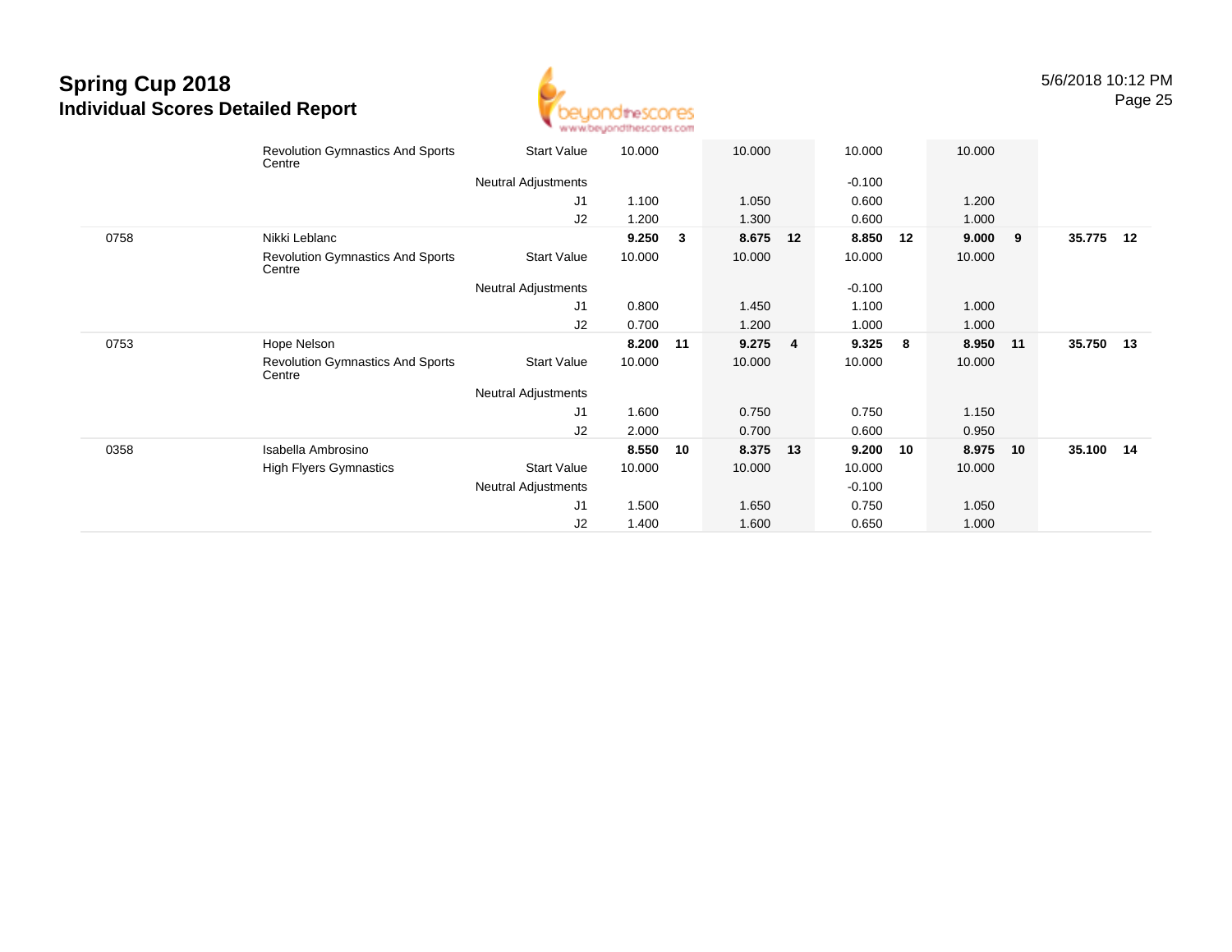# Spring Cup 2018
## Individual Scores Detailed Report

| | | | | | | | | | | | | |
|---|---|---|---|---|---|---|---|---|---|---|---|---|
| | Revolution Gymnastics And Sports Centre | Start Value | 10.000 | | 10.000 | | 10.000 | | 10.000 | | | |
| | | Neutral Adjustments | | | | | -0.100 | | | | | |
| | | J1 | 1.100 | | 1.050 | | 0.600 | | 1.200 | | | |
| | | J2 | 1.200 | | 1.300 | | 0.600 | | 1.000 | | | |
| 0758 | Nikki Leblanc | | **9.250** | **3** | **8.675** | **12** | **8.850** | **12** | **9.000** | **9** | **35.775** | **12** |
| | Revolution Gymnastics And Sports Centre | Start Value | 10.000 | | 10.000 | | 10.000 | | 10.000 | | | |
| | | Neutral Adjustments | | | | | -0.100 | | | | | |
| | | J1 | 0.800 | | 1.450 | | 1.100 | | 1.000 | | | |
| | | J2 | 0.700 | | 1.200 | | 1.000 | | 1.000 | | | |
| 0753 | Hope Nelson | | **8.200** | **11** | **9.275** | **4** | **9.325** | **8** | **8.950** | **11** | **35.750** | **13** |
| | Revolution Gymnastics And Sports Centre | Start Value | 10.000 | | 10.000 | | 10.000 | | 10.000 | | | |
| | | Neutral Adjustments | | | | | | | | | | |
| | | J1 | 1.600 | | 0.750 | | 0.750 | | 1.150 | | | |
| | | J2 | 2.000 | | 0.700 | | 0.600 | | 0.950 | | | |
| 0358 | Isabella Ambrosino | | **8.550** | **10** | **8.375** | **13** | **9.200** | **10** | **8.975** | **10** | **35.100** | **14** |
| | High Flyers Gymnastics | Start Value | 10.000 | | 10.000 | | 10.000 | | 10.000 | | | |
| | | Neutral Adjustments | | | | | -0.100 | | | | | |
| | | J1 | 1.500 | | 1.650 | | 0.750 | | 1.050 | | | |
| | | J2 | 1.400 | | 1.600 | | 0.650 | | 1.000 | | | |